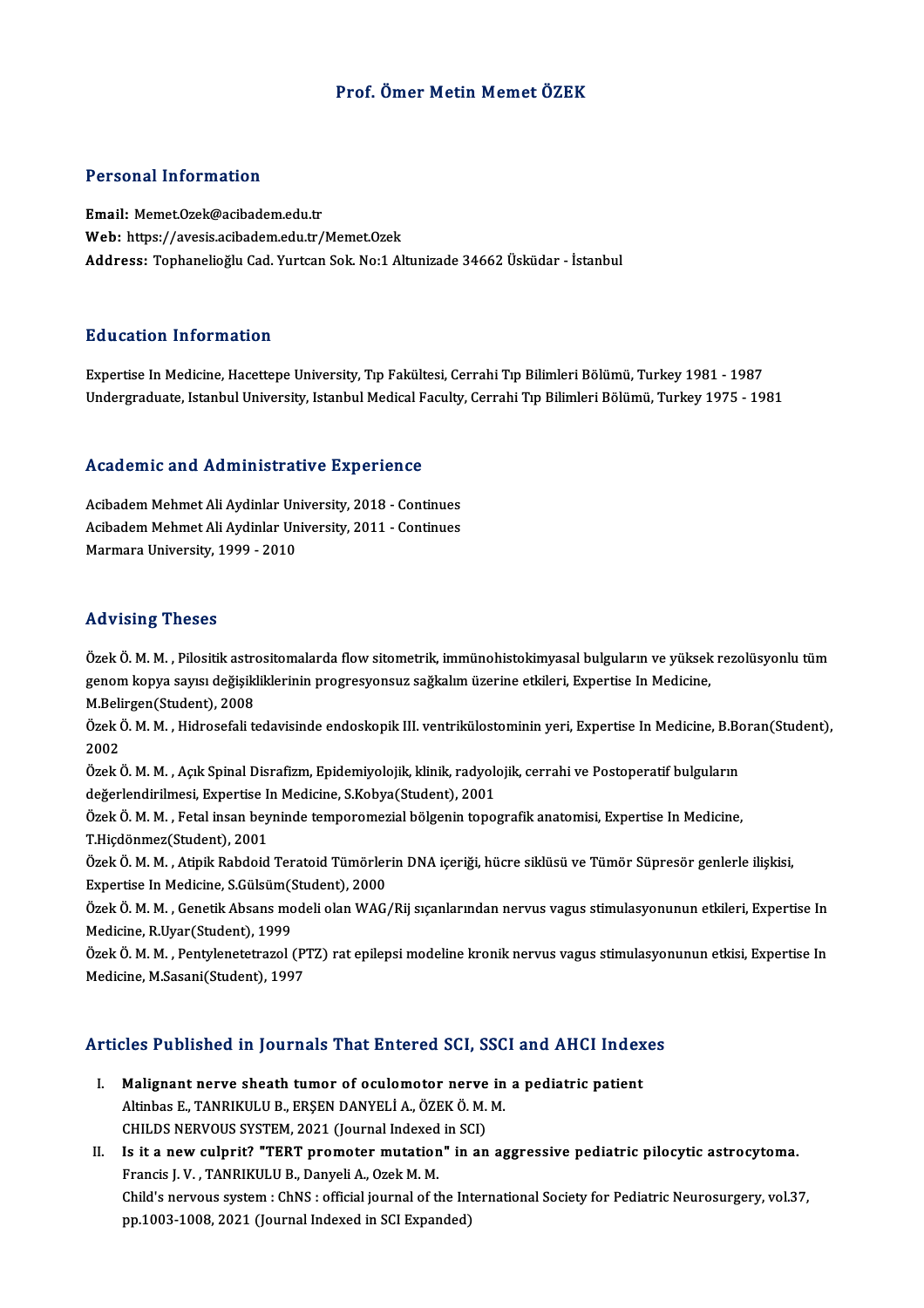# Prof. Ömer Metin Memet ÖZEK

## Personal Information

**Email:** Memet.Ozek@acibadem.edu.tr
**Web:** https://avesis.acibadem.edu.tr/Memet.Ozek
**Address:** Tophanelioğlu Cad. Yurtcan Sok. No:1 Altunizade 34662 Üsküdar - İstanbul

## Education Information

Expertise In Medicine, Hacettepe University, Tıp Fakültesi, Cerrahi Tıp Bilimleri Bölümü, Turkey 1981 - 1987
Undergraduate, Istanbul University, Istanbul Medical Faculty, Cerrahi Tıp Bilimleri Bölümü, Turkey 1975 - 1981

## Academic and Administrative Experience

Acibadem Mehmet Ali Aydinlar University, 2018 - Continues
Acibadem Mehmet Ali Aydinlar University, 2011 - Continues
Marmara University, 1999 - 2010

## Advising Theses

Özek Ö. M. M. , Pilositik astrositomalarda flow sitometrik, immünohistokimyasal bulguların ve yüksek rezolüsyonlu tüm genom kopya sayısı değişikliklerinin progresyonsuz sağkalım üzerine etkileri, Expertise In Medicine, M.Belirgen(Student), 2008

Özek Ö. M. M. , Hidrosefali tedavisinde endoskopik III. ventrikülostominin yeri, Expertise In Medicine, B.Boran(Student), 2002

Özek Ö. M. M. , Açık Spinal Disrafizm, Epidemiyolojik, klinik, radyolojik, cerrahi ve Postoperatif bulguların değerlendirilmesi, Expertise In Medicine, S.Kobya(Student), 2001

Özek Ö. M. M. , Fetal insan beyninde temporomezial bölgenin topografik anatomisi, Expertise In Medicine, T.Hiçdönmez(Student), 2001

Özek Ö. M. M. , Atipik Rabdoid Teratoid Tümörlerin DNA içeriği, hücre siklüsü ve Tümör Süpresör genlerle ilişkisi, Expertise In Medicine, S.Gülsüm(Student), 2000

Özek Ö. M. M. , Genetik Absans modeli olan WAG/Rij sıçanlarından nervus vagus stimulasyonunun etkileri, Expertise In Medicine, R.Uyar(Student), 1999

Özek Ö. M. M. , Pentylenetetrazol (PTZ) rat epilepsi modeline kronik nervus vagus stimulasyonunun etkisi, Expertise In Medicine, M.Sasani(Student), 1997

## Articles Published in Journals That Entered SCI, SSCI and AHCI Indexes

I. **Malignant nerve sheath tumor of oculomotor nerve in a pediatric patient**
Altinbas E., TANRIKULU B., ERŞEN DANYELİ A., ÖZEK Ö. M. M.
CHILDS NERVOUS SYSTEM, 2021 (Journal Indexed in SCI)

II. **Is it a new culprit? "TERT promoter mutation" in an aggressive pediatric pilocytic astrocytoma.**
Francis J. V. , TANRIKULU B., Danyeli A., Ozek M. M.
Child's nervous system : ChNS : official journal of the International Society for Pediatric Neurosurgery, vol.37, pp.1003-1008, 2021 (Journal Indexed in SCI Expanded)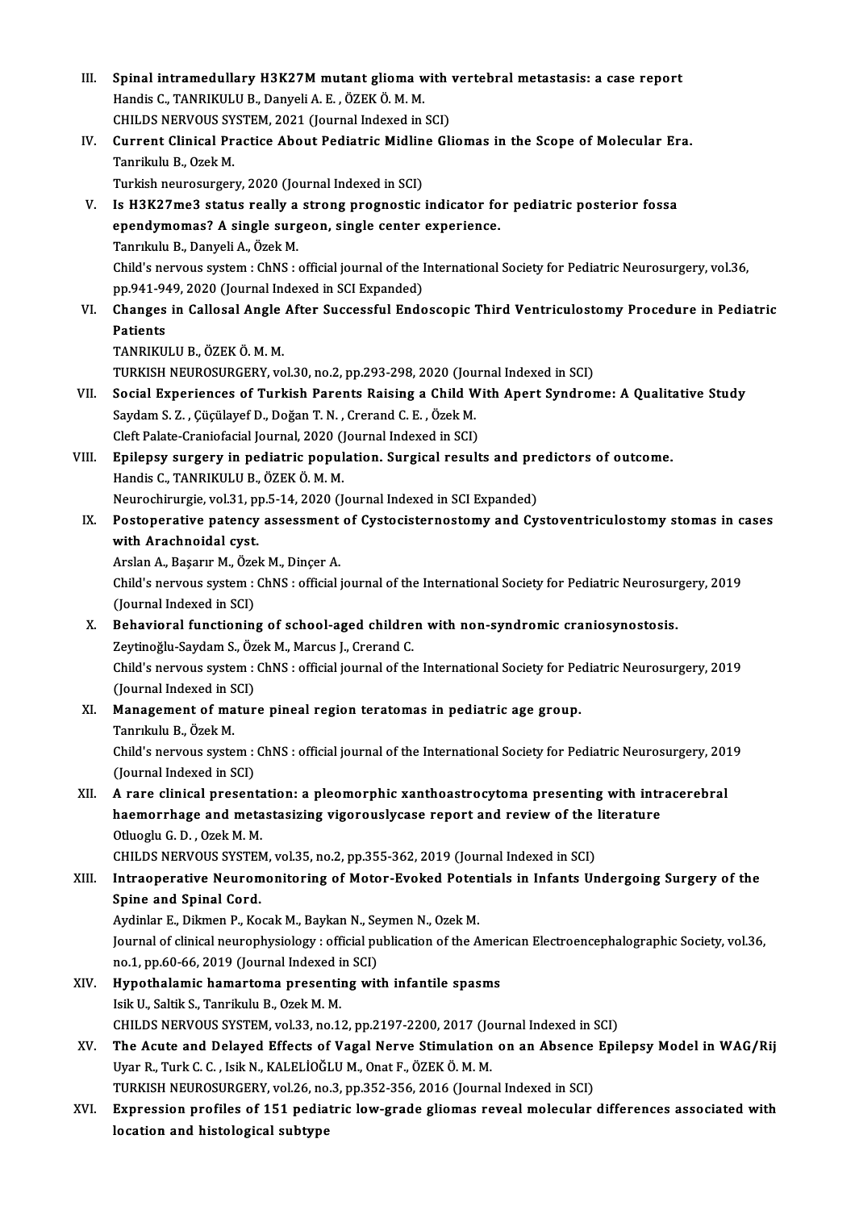III. **Spinal intramedullary H3K27M mutant glioma with vertebral metastasis: a case report**
Handis C., TANRIKULU B., Danyeli A. E. , ÖZEK Ö. M. M.
CHILDS NERVOUS SYSTEM, 2021 (Journal Indexed in SCI)

IV. **Current Clinical Practice About Pediatric Midline Gliomas in the Scope of Molecular Era.**
Tanrikulu B., Ozek M.
Turkish neurosurgery, 2020 (Journal Indexed in SCI)

V. **Is H3K27me3 status really a strong prognostic indicator for pediatric posterior fossa ependymomas? A single surgeon, single center experience.**
Tanrıkulu B., Danyeli A., Özek M.
Child's nervous system : ChNS : official journal of the International Society for Pediatric Neurosurgery, vol.36, pp.941-949, 2020 (Journal Indexed in SCI Expanded)

VI. **Changes in Callosal Angle After Successful Endoscopic Third Ventriculostomy Procedure in Pediatric Patients**
TANRIKULU B., ÖZEK Ö. M. M.
TURKISH NEUROSURGERY, vol.30, no.2, pp.293-298, 2020 (Journal Indexed in SCI)

VII. **Social Experiences of Turkish Parents Raising a Child With Apert Syndrome: A Qualitative Study**
Saydam S. Z. , Çüçülayef D., Doğan T. N. , Crerand C. E. , Özek M.
Cleft Palate-Craniofacial Journal, 2020 (Journal Indexed in SCI)

VIII. **Epilepsy surgery in pediatric population. Surgical results and predictors of outcome.**
Handis C., TANRIKULU B., ÖZEK Ö. M. M.
Neurochirurgie, vol.31, pp.5-14, 2020 (Journal Indexed in SCI Expanded)

IX. **Postoperative patency assessment of Cystocisternostomy and Cystoventriculostomy stomas in cases with Arachnoidal cyst.**
Arslan A., Başarır M., Özek M., Dinçer A.
Child's nervous system : ChNS : official journal of the International Society for Pediatric Neurosurgery, 2019 (Journal Indexed in SCI)

X. **Behavioral functioning of school-aged children with non-syndromic craniosynostosis.**
Zeytinoğlu-Saydam S., Özek M., Marcus J., Crerand C.
Child's nervous system : ChNS : official journal of the International Society for Pediatric Neurosurgery, 2019 (Journal Indexed in SCI)

XI. **Management of mature pineal region teratomas in pediatric age group.**
Tanrıkulu B., Özek M.
Child's nervous system : ChNS : official journal of the International Society for Pediatric Neurosurgery, 2019 (Journal Indexed in SCI)

XII. **A rare clinical presentation: a pleomorphic xanthoastrocytoma presenting with intracerebral haemorrhage and metastasizing vigorouslycase report and review of the literature**
Otluoglu G. D. , Ozek M. M.
CHILDS NERVOUS SYSTEM, vol.35, no.2, pp.355-362, 2019 (Journal Indexed in SCI)

XIII. **Intraoperative Neuromonitoring of Motor-Evoked Potentials in Infants Undergoing Surgery of the Spine and Spinal Cord.**
Aydinlar E., Dikmen P., Kocak M., Baykan N., Seymen N., Ozek M.
Journal of clinical neurophysiology : official publication of the American Electroencephalographic Society, vol.36, no.1, pp.60-66, 2019 (Journal Indexed in SCI)

XIV. **Hypothalamic hamartoma presenting with infantile spasms**
Isik U., Saltik S., Tanrikulu B., Ozek M. M.
CHILDS NERVOUS SYSTEM, vol.33, no.12, pp.2197-2200, 2017 (Journal Indexed in SCI)

XV. **The Acute and Delayed Effects of Vagal Nerve Stimulation on an Absence Epilepsy Model in WAG/Rij**
Uyar R., Turk C. C. , Isik N., KALELİOĞLU M., Onat F., ÖZEK Ö. M. M.
TURKISH NEUROSURGERY, vol.26, no.3, pp.352-356, 2016 (Journal Indexed in SCI)

XVI. **Expression profiles of 151 pediatric low-grade gliomas reveal molecular differences associated with location and histological subtype**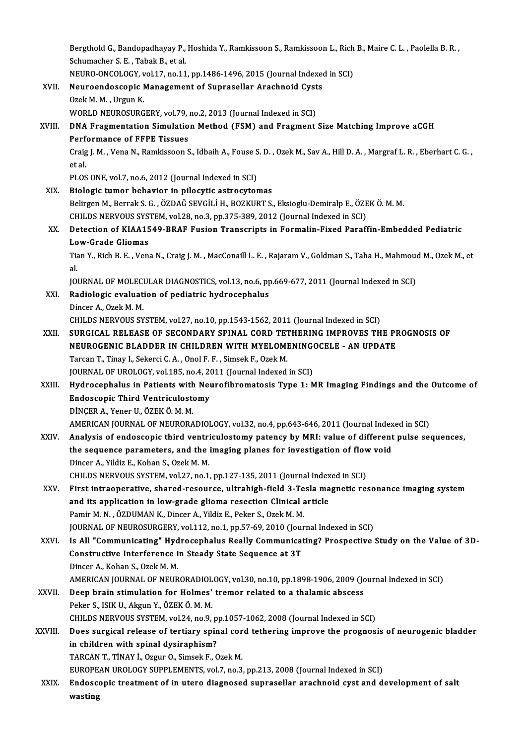Bergthold G., Bandopadhayay P., Hoshida Y., Ramkissoon S., Ramkissoon L., Rich B., Maire C. L. , Paolella B. R. , Schumacher S. E. , Tabak B., et al.
NEURO-ONCOLOGY, vol.17, no.11, pp.1486-1496, 2015 (Journal Indexed in SCI)

XVII. **Neuroendoscopic Management of Suprasellar Arachnoid Cysts**
Ozek M. M. , Urgun K.
WORLD NEUROSURGERY, vol.79, no.2, 2013 (Journal Indexed in SCI)

XVIII. **DNA Fragmentation Simulation Method (FSM) and Fragment Size Matching Improve aCGH Performance of FFPE Tissues**
Craig J. M. , Vena N., Ramkissoon S., Idbaih A., Fouse S. D. , Ozek M., Sav A., Hill D. A. , Margraf L. R. , Eberhart C. G. , et al.
PLOS ONE, vol.7, no.6, 2012 (Journal Indexed in SCI)

XIX. **Biologic tumor behavior in pilocytic astrocytomas**
Belirgen M., Berrak S. G. , ÖZDAĞ SEVGİLİ H., BOZKURT S., Eksioglu-Demiralp E., ÖZEK Ö. M. M.
CHILDS NERVOUS SYSTEM, vol.28, no.3, pp.375-389, 2012 (Journal Indexed in SCI)

XX. **Detection of KIAA1549-BRAF Fusion Transcripts in Formalin-Fixed Paraffin-Embedded Pediatric Low-Grade Gliomas**
Tian Y., Rich B. E. , Vena N., Craig J. M. , MacConaill L. E. , Rajaram V., Goldman S., Taha H., Mahmoud M., Ozek M., et al.
JOURNAL OF MOLECULAR DIAGNOSTICS, vol.13, no.6, pp.669-677, 2011 (Journal Indexed in SCI)

XXI. **Radiologic evaluation of pediatric hydrocephalus**
Dincer A., Ozek M. M.
CHILDS NERVOUS SYSTEM, vol.27, no.10, pp.1543-1562, 2011 (Journal Indexed in SCI)

XXII. **SURGICAL RELEASE OF SECONDARY SPINAL CORD TETHERING IMPROVES THE PROGNOSIS OF NEUROGENIC BLADDER IN CHILDREN WITH MYELOMENINGOCELE - AN UPDATE**
Tarcan T., Tinay I., Sekerci C. A. , Onol F. F. , Simsek F., Ozek M.
JOURNAL OF UROLOGY, vol.185, no.4, 2011 (Journal Indexed in SCI)

XXIII. **Hydrocephalus in Patients with Neurofibromatosis Type 1: MR Imaging Findings and the Outcome of Endoscopic Third Ventriculostomy**
DİNÇER A., Yener U., ÖZEK Ö. M. M.
AMERICAN JOURNAL OF NEURORADIOLOGY, vol.32, no.4, pp.643-646, 2011 (Journal Indexed in SCI)

XXIV. **Analysis of endoscopic third ventriculostomy patency by MRI: value of different pulse sequences, the sequence parameters, and the imaging planes for investigation of flow void**
Dincer A., Yildiz E., Kohan S., Ozek M. M.
CHILDS NERVOUS SYSTEM, vol.27, no.1, pp.127-135, 2011 (Journal Indexed in SCI)

XXV. **First intraoperative, shared-resource, ultrahigh-field 3-Tesla magnetic resonance imaging system and its application in low-grade glioma resection Clinical article**
Pamir M. N. , ÖZDUMAN K., Dincer A., Yildiz E., Peker S., Ozek M. M.
JOURNAL OF NEUROSURGERY, vol.112, no.1, pp.57-69, 2010 (Journal Indexed in SCI)

XXVI. **Is All "Communicating" Hydrocephalus Really Communicating? Prospective Study on the Value of 3D-Constructive Interference in Steady State Sequence at 3T**
Dincer A., Kohan S., Ozek M. M.
AMERICAN JOURNAL OF NEURORADIOLOGY, vol.30, no.10, pp.1898-1906, 2009 (Journal Indexed in SCI)

XXVII. **Deep brain stimulation for Holmes' tremor related to a thalamic abscess**
Peker S., ISIK U., Akgun Y., ÖZEK Ö. M. M.
CHILDS NERVOUS SYSTEM, vol.24, no.9, pp.1057-1062, 2008 (Journal Indexed in SCI)

XXVIII. **Does surgical release of tertiary spinal cord tethering improve the prognosis of neurogenic bladder in children with spinal dysiraphism?**
TARCAN T., TİNAY İ., Ozgur O., Simsek F., Ozek M.
EUROPEAN UROLOGY SUPPLEMENTS, vol.7, no.3, pp.213, 2008 (Journal Indexed in SCI)

XXIX. **Endoscopic treatment of in utero diagnosed suprasellar arachnoid cyst and development of salt wasting**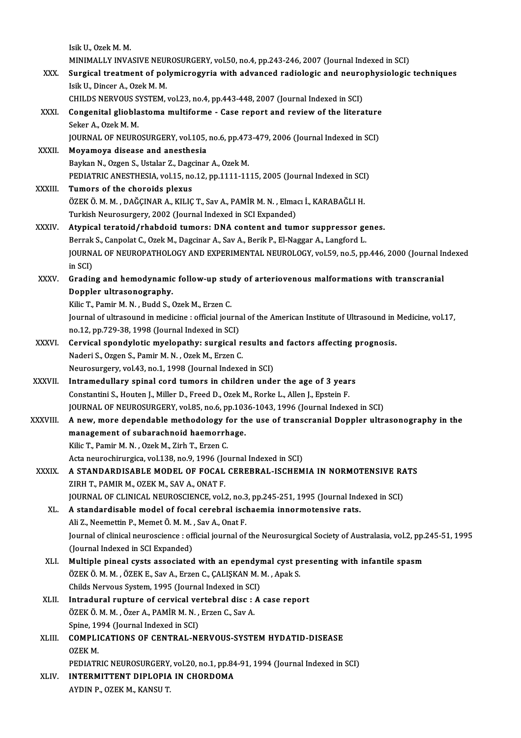Isik U., Ozek M. M.
MINIMALLY INVASIVE NEUROSURGERY, vol.50, no.4, pp.243-246, 2007 (Journal Indexed in SCI)

XXX. **Surgical treatment of polymicrogyria with advanced radiologic and neurophysiologic techniques**
Isik U., Dincer A., Ozek M. M.
CHILDS NERVOUS SYSTEM, vol.23, no.4, pp.443-448, 2007 (Journal Indexed in SCI)

XXXI. **Congenital glioblastoma multiforme - Case report and review of the literature**
Seker A., Ozek M. M.
JOURNAL OF NEUROSURGERY, vol.105, no.6, pp.473-479, 2006 (Journal Indexed in SCI)

XXXII. **Moyamoya disease and anesthesia**
Baykan N., Ozgen S., Ustalar Z., Dagcinar A., Ozek M.
PEDIATRIC ANESTHESIA, vol.15, no.12, pp.1111-1115, 2005 (Journal Indexed in SCI)

XXXIII. **Tumors of the choroids plexus**
ÖZEK Ö. M. M. , DAĞÇINAR A., KILIÇ T., Sav A., PAMİR M. N. , Elmacı İ., KARABAĞLI H.
Turkish Neurosurgery, 2002 (Journal Indexed in SCI Expanded)

XXXIV. **Atypical teratoid/rhabdoid tumors: DNA content and tumor suppressor genes.**
Berrak S., Canpolat C., Ozek M., Dagcinar A., Sav A., Berik P., El-Naggar A., Langford L.
JOURNAL OF NEUROPATHOLOGY AND EXPERIMENTAL NEUROLOGY, vol.59, no.5, pp.446, 2000 (Journal Indexed in SCI)

XXXV. **Grading and hemodynamic follow-up study of arteriovenous malformations with transcranial Doppler ultrasonography.**
Kilic T., Pamir M. N. , Budd S., Ozek M., Erzen C.
Journal of ultrasound in medicine : official journal of the American Institute of Ultrasound in Medicine, vol.17, no.12, pp.729-38, 1998 (Journal Indexed in SCI)

XXXVI. **Cervical spondylotic myelopathy: surgical results and factors affecting prognosis.**
Naderi S., Ozgen S., Pamir M. N. , Ozek M., Erzen C.
Neurosurgery, vol.43, no.1, 1998 (Journal Indexed in SCI)

XXXVII. **Intramedullary spinal cord tumors in children under the age of 3 years**
Constantini S., Houten J., Miller D., Freed D., Ozek M., Rorke L., Allen J., Epstein F.
JOURNAL OF NEUROSURGERY, vol.85, no.6, pp.1036-1043, 1996 (Journal Indexed in SCI)

XXXVIII. **A new, more dependable methodology for the use of transcranial Doppler ultrasonography in the management of subarachnoid haemorrhage.**
Kilic T., Pamir M. N. , Ozek M., Zirh T., Erzen C.
Acta neurochirurgica, vol.138, no.9, 1996 (Journal Indexed in SCI)

XXXIX. **A STANDARDISABLE MODEL OF FOCAL CEREBRAL-ISCHEMIA IN NORMOTENSIVE RATS**
ZIRH T., PAMIR M., OZEK M., SAV A., ONAT F.
JOURNAL OF CLINICAL NEUROSCIENCE, vol.2, no.3, pp.245-251, 1995 (Journal Indexed in SCI)

XL. **A standardisable model of focal cerebral ischaemia innormotensive rats.**
Ali Z., Neemettin P., Memet Ö. M. M. , Sav A., Onat F.
Journal of clinical neuroscience : official journal of the Neurosurgical Society of Australasia, vol.2, pp.245-51, 1995 (Journal Indexed in SCI Expanded)

XLI. **Multiple pineal cysts associated with an ependymal cyst presenting with infantile spasm**
ÖZEK Ö. M. M. , ÖZEK E., Sav A., Erzen C., ÇALIŞKAN M. M. , Apak S.
Childs Nervous System, 1995 (Journal Indexed in SCI)

XLII. **Intradural rupture of cervical vertebral disc : A case report**
ÖZEK Ö. M. M. , Özer A., PAMİR M. N. , Erzen C., Sav A.
Spine, 1994 (Journal Indexed in SCI)

XLIII. **COMPLICATIONS OF CENTRAL-NERVOUS-SYSTEM HYDATID-DISEASE**
OZEK M.
PEDIATRIC NEUROSURGERY, vol.20, no.1, pp.84-91, 1994 (Journal Indexed in SCI)

XLIV. **INTERMITTENT DIPLOPIA IN CHORDOMA**
AYDIN P., OZEK M., KANSU T.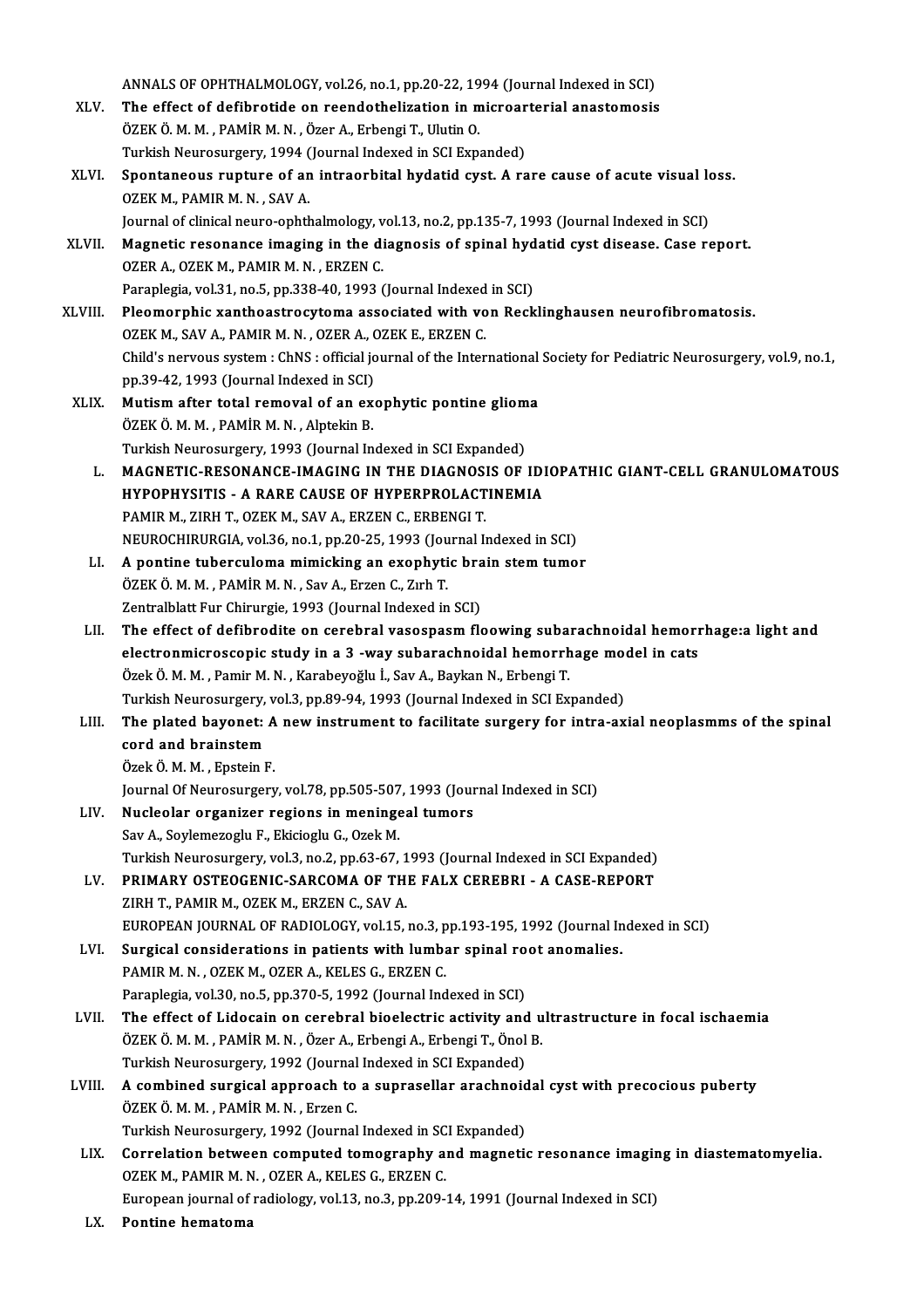ANNALS OF OPHTHALMOLOGY, vol.26, no.1, pp.20-22, 1994 (Journal Indexed in SCI)

XLV. **The effect of defibrotide on reendothelization in microarterial anastomosis**
ÖZEK Ö. M. M. , PAMİR M. N. , Özer A., Erbengi T., Ulutin O.
Turkish Neurosurgery, 1994 (Journal Indexed in SCI Expanded)

XLVI. **Spontaneous rupture of an intraorbital hydatid cyst. A rare cause of acute visual loss.**
OZEK M., PAMIR M. N. , SAV A.
Journal of clinical neuro-ophthalmology, vol.13, no.2, pp.135-7, 1993 (Journal Indexed in SCI)

XLVII. **Magnetic resonance imaging in the diagnosis of spinal hydatid cyst disease. Case report.**
OZER A., OZEK M., PAMIR M. N. , ERZEN C.
Paraplegia, vol.31, no.5, pp.338-40, 1993 (Journal Indexed in SCI)

XLVIII. **Pleomorphic xanthoastrocytoma associated with von Recklinghausen neurofibromatosis.**
OZEK M., SAV A., PAMIR M. N. , OZER A., OZEK E., ERZEN C.
Child's nervous system : ChNS : official journal of the International Society for Pediatric Neurosurgery, vol.9, no.1, pp.39-42, 1993 (Journal Indexed in SCI)

XLIX. **Mutism after total removal of an exophytic pontine glioma**
ÖZEK Ö. M. M. , PAMİR M. N. , Alptekin B.
Turkish Neurosurgery, 1993 (Journal Indexed in SCI Expanded)

L. **MAGNETIC-RESONANCE-IMAGING IN THE DIAGNOSIS OF IDIOPATHIC GIANT-CELL GRANULOMATOUS HYPOPHYSITIS - A RARE CAUSE OF HYPERPROLACTINEMIA**
PAMIR M., ZIRH T., OZEK M., SAV A., ERZEN C., ERBENGI T.
NEUROCHIRURGIA, vol.36, no.1, pp.20-25, 1993 (Journal Indexed in SCI)

LI. **A pontine tuberculoma mimicking an exophytic brain stem tumor**
ÖZEK Ö. M. M. , PAMİR M. N. , Sav A., Erzen C., Zırh T.
Zentralblatt Fur Chirurgie, 1993 (Journal Indexed in SCI)

LII. **The effect of defibrodite on cerebral vasospasm floowing subarachnoidal hemorrhage:a light and electronmicroscopic study in a 3 -way subarachnoidal hemorrhage model in cats**
Özek Ö. M. M. , Pamir M. N. , Karabeyoğlu İ., Sav A., Baykan N., Erbengi T.
Turkish Neurosurgery, vol.3, pp.89-94, 1993 (Journal Indexed in SCI Expanded)

LIII. **The plated bayonet: A new instrument to facilitate surgery for intra-axial neoplasmms of the spinal cord and brainstem**
Özek Ö. M. M. , Epstein F.
Journal Of Neurosurgery, vol.78, pp.505-507, 1993 (Journal Indexed in SCI)

LIV. **Nucleolar organizer regions in meningeal tumors**
Sav A., Soylemezoglu F., Ekicioglu G., Ozek M.
Turkish Neurosurgery, vol.3, no.2, pp.63-67, 1993 (Journal Indexed in SCI Expanded)

LV. **PRIMARY OSTEOGENIC-SARCOMA OF THE FALX CEREBRI - A CASE-REPORT**
ZIRH T., PAMIR M., OZEK M., ERZEN C., SAV A.
EUROPEAN JOURNAL OF RADIOLOGY, vol.15, no.3, pp.193-195, 1992 (Journal Indexed in SCI)

LVI. **Surgical considerations in patients with lumbar spinal root anomalies.**
PAMIR M. N. , OZEK M., OZER A., KELES G., ERZEN C.
Paraplegia, vol.30, no.5, pp.370-5, 1992 (Journal Indexed in SCI)

LVII. **The effect of Lidocain on cerebral bioelectric activity and ultrastructure in focal ischaemia**
ÖZEK Ö. M. M. , PAMİR M. N. , Özer A., Erbengi A., Erbengi T., Önol B.
Turkish Neurosurgery, 1992 (Journal Indexed in SCI Expanded)

LVIII. **A combined surgical approach to a suprasellar arachnoidal cyst with precocious puberty**
ÖZEK Ö. M. M. , PAMİR M. N. , Erzen C.
Turkish Neurosurgery, 1992 (Journal Indexed in SCI Expanded)

LIX. **Correlation between computed tomography and magnetic resonance imaging in diastematomyelia.**
OZEK M., PAMIR M. N. , OZER A., KELES G., ERZEN C.
European journal of radiology, vol.13, no.3, pp.209-14, 1991 (Journal Indexed in SCI)

LX. **Pontine hematoma**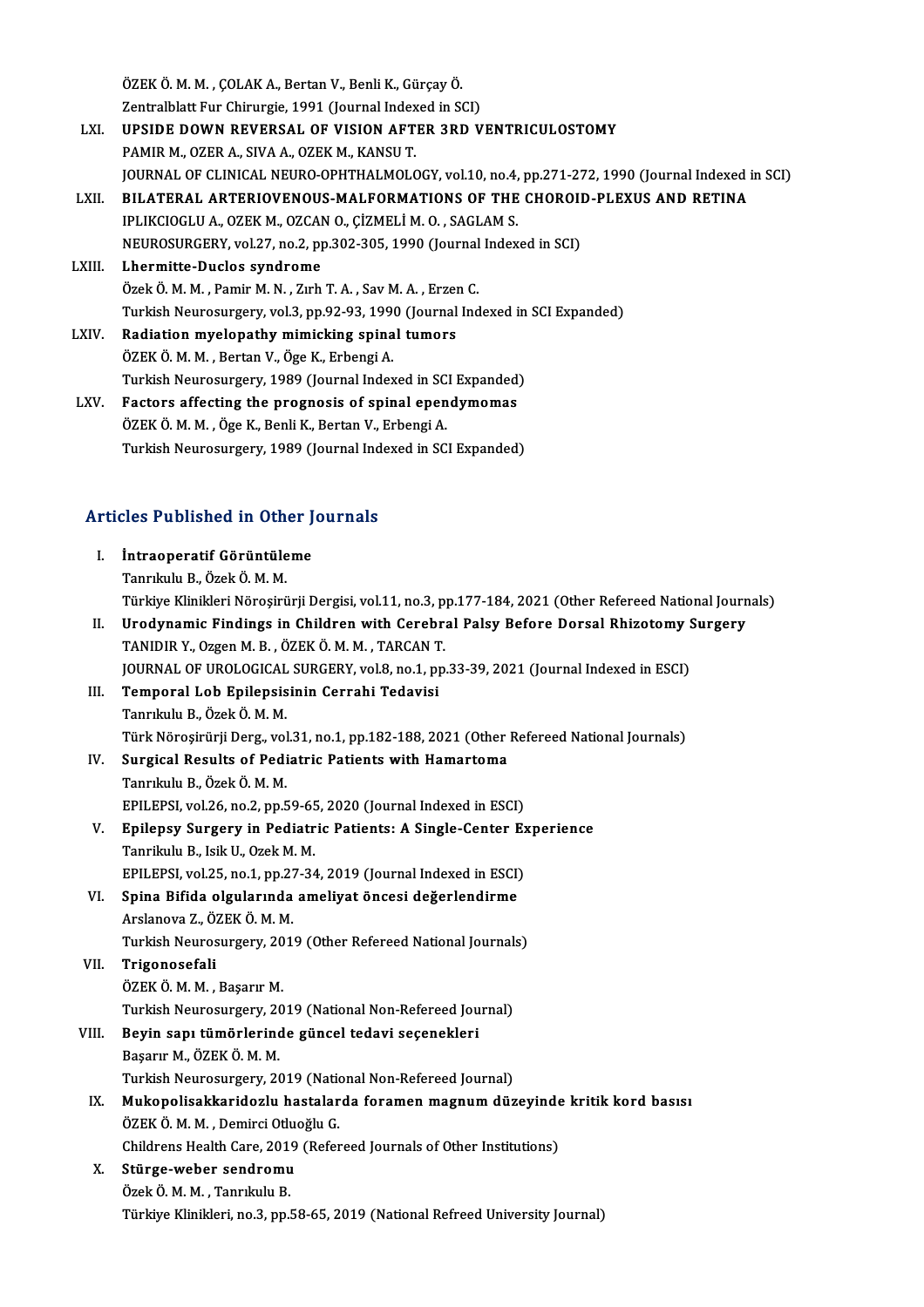ÖZEK Ö. M. M. , ÇOLAK A., Bertan V., Benli K., Gürçay Ö.
Zentralblatt Fur Chirurgie, 1991 (Journal Indexed in SCI)

LXI. **UPSIDE DOWN REVERSAL OF VISION AFTER 3RD VENTRICULOSTOMY**
PAMIR M., OZER A., SIVA A., OZEK M., KANSU T.
JOURNAL OF CLINICAL NEURO-OPHTHALMOLOGY, vol.10, no.4, pp.271-272, 1990 (Journal Indexed in SCI)

LXII. **BILATERAL ARTERIOVENOUS-MALFORMATIONS OF THE CHOROID-PLEXUS AND RETINA**
IPLIKCIOGLU A., OZEK M., OZCAN O., ÇİZMELİ M. O. , SAGLAM S.
NEUROSURGERY, vol.27, no.2, pp.302-305, 1990 (Journal Indexed in SCI)

LXIII. **Lhermitte-Duclos syndrome**
Özek Ö. M. M. , Pamir M. N. , Zırh T. A. , Sav M. A. , Erzen C.
Turkish Neurosurgery, vol.3, pp.92-93, 1990 (Journal Indexed in SCI Expanded)

LXIV. **Radiation myelopathy mimicking spinal tumors**
ÖZEK Ö. M. M. , Bertan V., Öge K., Erbengi A.
Turkish Neurosurgery, 1989 (Journal Indexed in SCI Expanded)

LXV. **Factors affecting the prognosis of spinal ependymomas**
ÖZEK Ö. M. M. , Öge K., Benli K., Bertan V., Erbengi A.
Turkish Neurosurgery, 1989 (Journal Indexed in SCI Expanded)

## Articles Published in Other Journals

I. **İntraoperatif Görüntüleme**
Tanrıkulu B., Özek Ö. M. M.
Türkiye Klinikleri Nöroşirürji Dergisi, vol.11, no.3, pp.177-184, 2021 (Other Refereed National Journals)

II. **Urodynamic Findings in Children with Cerebral Palsy Before Dorsal Rhizotomy Surgery**
TANIDIR Y., Ozgen M. B. , ÖZEK Ö. M. M. , TARCAN T.
JOURNAL OF UROLOGICAL SURGERY, vol.8, no.1, pp.33-39, 2021 (Journal Indexed in ESCI)

III. **Temporal Lob Epilepsisinin Cerrahi Tedavisi**
Tanrıkulu B., Özek Ö. M. M.
Türk Nöroşirürji Derg., vol.31, no.1, pp.182-188, 2021 (Other Refereed National Journals)

IV. **Surgical Results of Pediatric Patients with Hamartoma**
Tanrıkulu B., Özek Ö. M. M.
EPILEPSI, vol.26, no.2, pp.59-65, 2020 (Journal Indexed in ESCI)

V. **Epilepsy Surgery in Pediatric Patients: A Single-Center Experience**
Tanrikulu B., Isik U., Ozek M. M.
EPILEPSI, vol.25, no.1, pp.27-34, 2019 (Journal Indexed in ESCI)

VI. **Spina Bifida olgularında ameliyat öncesi değerlendirme**
Arslanova Z., ÖZEK Ö. M. M.
Turkish Neurosurgery, 2019 (Other Refereed National Journals)

VII. **Trigonosefali**
ÖZEK Ö. M. M. , Başarır M.
Turkish Neurosurgery, 2019 (National Non-Refereed Journal)

VIII. **Beyin sapı tümörlerinde güncel tedavi seçenekleri**
Başarır M., ÖZEK Ö. M. M.
Turkish Neurosurgery, 2019 (National Non-Refereed Journal)

IX. **Mukopolisakkaridozlu hastalarda foramen magnum düzeyinde kritik kord basısı**
ÖZEK Ö. M. M. , Demirci Otluoğlu G.
Childrens Health Care, 2019 (Refereed Journals of Other Institutions)

X. **Stürge-weber sendromu**
Özek Ö. M. M. , Tanrıkulu B.
Türkiye Klinikleri, no.3, pp.58-65, 2019 (National Refreed University Journal)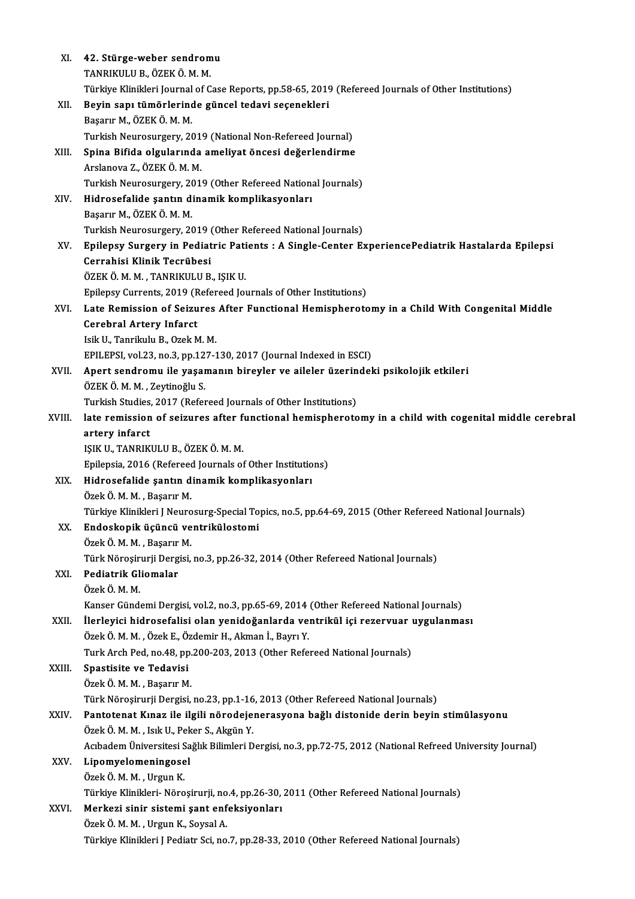XI. **42. Stürge-weber sendromu**
TANRIKULU B., ÖZEK Ö. M. M.
Türkiye Klinikleri Journal of Case Reports, pp.58-65, 2019 (Refereed Journals of Other Institutions)

XII. **Beyin sapı tümörlerinde güncel tedavi seçenekleri**
Başarır M., ÖZEK Ö. M. M.
Turkish Neurosurgery, 2019 (National Non-Refereed Journal)

XIII. **Spina Bifida olgularında ameliyat öncesi değerlendirme**
Arslanova Z., ÖZEK Ö. M. M.
Turkish Neurosurgery, 2019 (Other Refereed National Journals)

XIV. **Hidrosefalide şantın dinamik komplikasyonları**
Başarır M., ÖZEK Ö. M. M.
Turkish Neurosurgery, 2019 (Other Refereed National Journals)

XV. **Epilepsy Surgery in Pediatric Patients : A Single-Center ExperiencePediatrik Hastalarda Epilepsi Cerrahisi Klinik Tecrübesi**
ÖZEK Ö. M. M. , TANRIKULU B., IŞIK U.
Epilepsy Currents, 2019 (Refereed Journals of Other Institutions)

XVI. **Late Remission of Seizures After Functional Hemispherotomy in a Child With Congenital Middle Cerebral Artery Infarct**
Isik U., Tanrikulu B., Ozek M. M.
EPILEPSI, vol.23, no.3, pp.127-130, 2017 (Journal Indexed in ESCI)

XVII. **Apert sendromu ile yaşamanın bireyler ve aileler üzerindeki psikolojik etkileri**
ÖZEK Ö. M. M. , Zeytinoğlu S.
Turkish Studies, 2017 (Refereed Journals of Other Institutions)

XVIII. **late remission of seizures after functional hemispherotomy in a child with cogenital middle cerebral artery infarct**
IŞIK U., TANRIKULU B., ÖZEK Ö. M. M.
Epilepsia, 2016 (Refereed Journals of Other Institutions)

XIX. **Hidrosefalide şantın dinamik komplikasyonları**
Özek Ö. M. M. , Başarır M.
Türkiye Klinikleri J Neurosurg-Special Topics, no.5, pp.64-69, 2015 (Other Refereed National Journals)

XX. **Endoskopik üçüncü ventrikülostomi**
Özek Ö. M. M. , Başarır M.
Türk Nöroşirurji Dergisi, no.3, pp.26-32, 2014 (Other Refereed National Journals)

XXI. **Pediatrik Gliomalar**
Özek Ö. M. M.
Kanser Gündemi Dergisi, vol.2, no.3, pp.65-69, 2014 (Other Refereed National Journals)

XXII. **İlerleyici hidrosefalisi olan yenidoğanlarda ventrikül içi rezervuar uygulanması**
Özek Ö. M. M. , Özek E., Özdemir H., Akman İ., Bayrı Y.
Turk Arch Ped, no.48, pp.200-203, 2013 (Other Refereed National Journals)

XXIII. **Spastisite ve Tedavisi**
Özek Ö. M. M. , Başarır M.
Türk Nöroşirurji Dergisi, no.23, pp.1-16, 2013 (Other Refereed National Journals)

XXIV. **Pantotenat Kınaz ile ilgili nörodejenerasyona bağlı distonide derin beyin stimülasyonu**
Özek Ö. M. M. , Isık U., Peker S., Akgün Y.
Acıbadem Üniversitesi Sağlık Bilimleri Dergisi, no.3, pp.72-75, 2012 (National Refreed University Journal)

XXV. **Lipomyelomeningosel**
Özek Ö. M. M. , Urgun K.
Türkiye Klinikleri- Nöroşirurji, no.4, pp.26-30, 2011 (Other Refereed National Journals)

XXVI. **Merkezi sinir sistemi şant enfeksiyonları**
Özek Ö. M. M. , Urgun K., Soysal A.
Türkiye Klinikleri J Pediatr Sci, no.7, pp.28-33, 2010 (Other Refereed National Journals)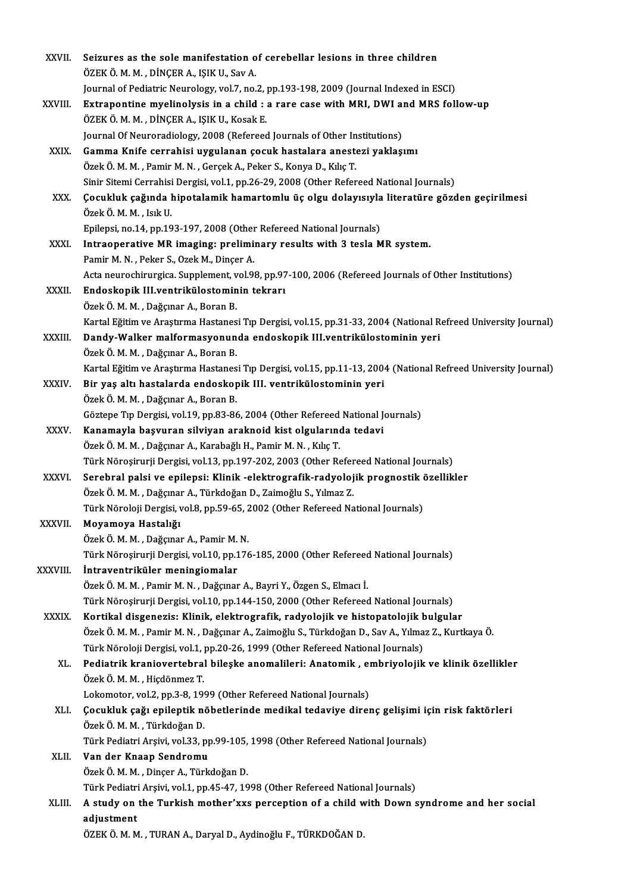XXVII. **Seizures as the sole manifestation of cerebellar lesions in three children**
ÖZEK Ö. M. M. , DİNÇER A., IŞIK U., Sav A.
Journal of Pediatric Neurology, vol.7, no.2, pp.193-198, 2009 (Journal Indexed in ESCI)

XXVIII. **Extrapontine myelinolysis in a child : a rare case with MRI, DWI and MRS follow-up**
ÖZEK Ö. M. M. , DİNÇER A., IŞIK U., Kosak E.
Journal Of Neuroradiology, 2008 (Refereed Journals of Other Institutions)

XXIX. **Gamma Knife cerrahisi uygulanan çocuk hastalara anestezi yaklaşımı**
Özek Ö. M. M. , Pamir M. N. , Gerçek A., Peker S., Konya D., Kılıç T.
Sinir Sitemi Cerrahisi Dergisi, vol.1, pp.26-29, 2008 (Other Refereed National Journals)

XXX. **Çocukluk çağında hipotalamik hamartomlu üç olgu dolayısıyla literatüre gözden geçirilmesi**
Özek Ö. M. M. , Isık U.
Epilepsi, no.14, pp.193-197, 2008 (Other Refereed National Journals)

XXXI. **Intraoperative MR imaging: preliminary results with 3 tesla MR system.**
Pamir M. N. , Peker S., Ozek M., Dinçer A.
Acta neurochirurgica. Supplement, vol.98, pp.97-100, 2006 (Refereed Journals of Other Institutions)

XXXII. **Endoskopik III.ventrikülostominin tekrarı**
Özek Ö. M. M. , Dağçınar A., Boran B.
Kartal Eğitim ve Araştırma Hastanesi Tıp Dergisi, vol.15, pp.31-33, 2004 (National Refreed University Journal)

XXXIII. **Dandy-Walker malformasyonunda endoskopik III.ventrikülostominin yeri**
Özek Ö. M. M. , Dağçınar A., Boran B.
Kartal Eğitim ve Araştırma Hastanesi Tıp Dergisi, vol.15, pp.11-13, 2004 (National Refreed University Journal)

XXXIV. **Bir yaş altı hastalarda endoskopik III. ventrikülostominin yeri**
Özek Ö. M. M. , Dağçınar A., Boran B.
Göztepe Tıp Dergisi, vol.19, pp.83-86, 2004 (Other Refereed National Journals)

XXXV. **Kanamayla başvuran silviyan araknoid kist olgularında tedavi**
Özek Ö. M. M. , Dağçınar A., Karabağlı H., Pamir M. N. , Kılıç T.
Türk Nöroşirurji Dergisi, vol.13, pp.197-202, 2003 (Other Refereed National Journals)

XXXVI. **Serebral palsi ve epilepsi: Klinik -elektrografik-radyolojik prognostik özellikler**
Özek Ö. M. M. , Dağçınar A., Türkdoğan D., Zaimoğlu S., Yılmaz Z.
Türk Nöroloji Dergisi, vol.8, pp.59-65, 2002 (Other Refereed National Journals)

XXXVII. **Moyamoya Hastalığı**
Özek Ö. M. M. , Dağçınar A., Pamir M. N.
Türk Nöroşirurji Dergisi, vol.10, pp.176-185, 2000 (Other Refereed National Journals)

XXXVIII. **İntraventriküler meningiomalar**
Özek Ö. M. M. , Pamir M. N. , Dağçınar A., Bayri Y., Özgen S., Elmacı İ.
Türk Nöroşirurji Dergisi, vol.10, pp.144-150, 2000 (Other Refereed National Journals)

XXXIX. **Kortikal disgenezis: Klinik, elektrografik, radyolojik ve histopatolojik bulgular**
Özek Ö. M. M. , Pamir M. N. , Dağçınar A., Zaimoğlu S., Türkdoğan D., Sav A., Yılmaz Z., Kurtkaya Ö.
Türk Nöroloji Dergisi, vol.1, pp.20-26, 1999 (Other Refereed National Journals)

XL. **Pediatrik kraniovertebral bileşke anomalileri: Anatomik , embriyolojik ve klinik özellikler**
Özek Ö. M. M. , Hiçdönmez T.
Lokomotor, vol.2, pp.3-8, 1999 (Other Refereed National Journals)

XLI. **Çocukluk çağı epileptik nöbetlerinde medikal tedaviye direnç gelişimi için risk faktörleri**
Özek Ö. M. M. , Türkdoğan D.
Türk Pediatri Arşivi, vol.33, pp.99-105, 1998 (Other Refereed National Journals)

XLII. **Van der Knaap Sendromu**
Özek Ö. M. M. , Dinçer A., Türkdoğan D.
Türk Pediatri Arşivi, vol.1, pp.45-47, 1998 (Other Refereed National Journals)

XLIII. **A study on the Turkish mother'xxs perception of a child with Down syndrome and her social adjustment**
ÖZEK Ö. M. M. , TURAN A., Daryal D., Aydinoğlu F., TÜRKDOĞAN D.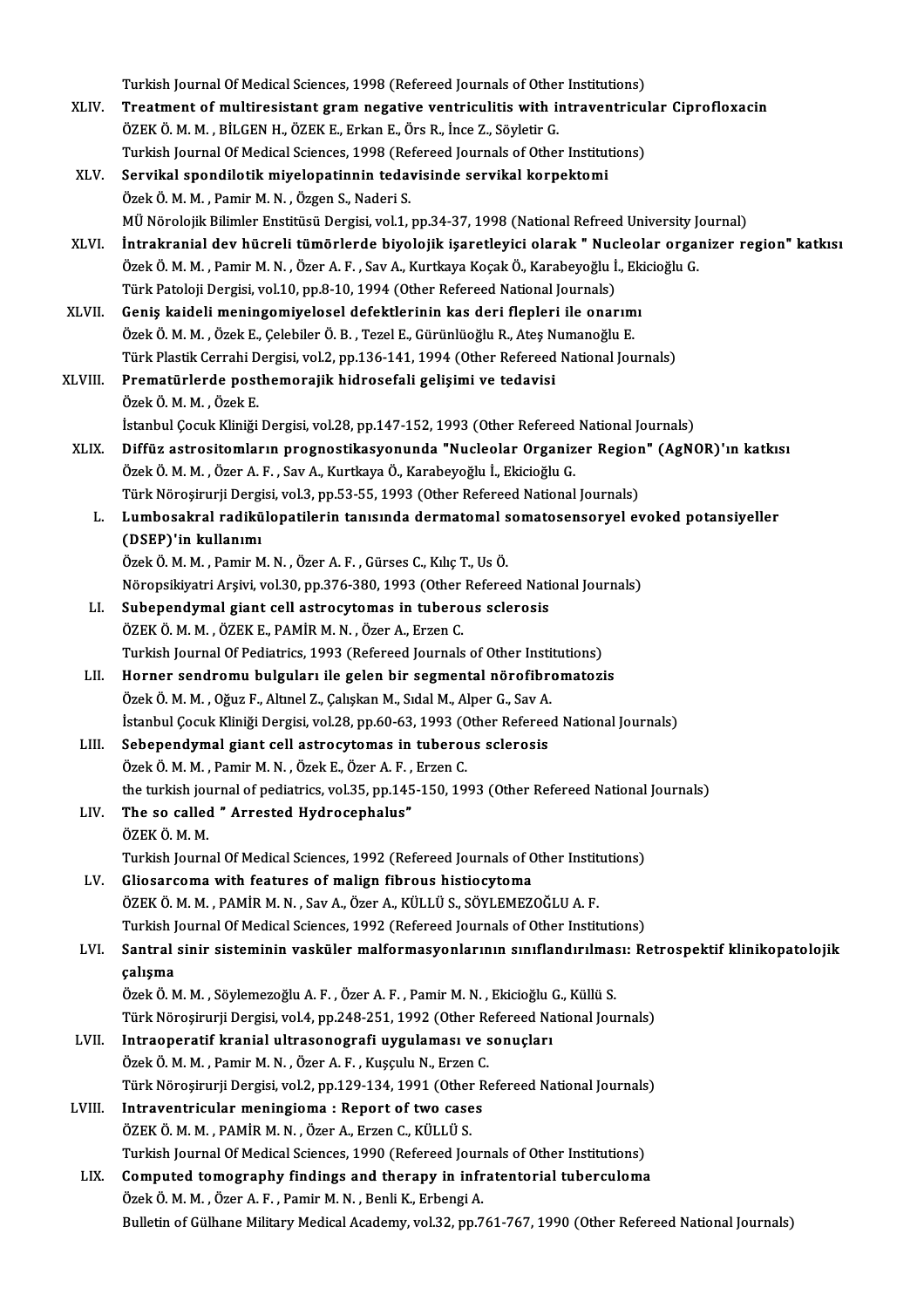Turkish Journal Of Medical Sciences, 1998 (Refereed Journals of Other Institutions)

XLIV. **Treatment of multiresistant gram negative ventriculitis with intraventricular Ciprofloxacin**
ÖZEK Ö. M. M. , BİLGEN H., ÖZEK E., Erkan E., Örs R., İnce Z., Söyletir G.
Turkish Journal Of Medical Sciences, 1998 (Refereed Journals of Other Institutions)

XLV. **Servikal spondilotik miyelopatinnin tedavisinde servikal korpektomi**
Özek Ö. M. M. , Pamir M. N. , Özgen S., Naderi S.
MÜ Nörolojik Bilimler Enstitüsü Dergisi, vol.1, pp.34-37, 1998 (National Refreed University Journal)

XLVI. **İntrakranial dev hücreli tümörlerde biyolojik işaretleyici olarak " Nucleolar organizer region" katkısı**
Özek Ö. M. M. , Pamir M. N. , Özer A. F. , Sav A., Kurtkaya Koçak Ö., Karabeyoğlu İ., Ekicioğlu G.
Türk Patoloji Dergisi, vol.10, pp.8-10, 1994 (Other Refereed National Journals)

XLVII. **Geniş kaideli meningomiyelosel defektlerinin kas deri flepleri ile onarımı**
Özek Ö. M. M. , Özek E., Çelebiler Ö. B. , Tezel E., Gürünlüoğlu R., Ateş Numanoğlu E.
Türk Plastik Cerrahi Dergisi, vol.2, pp.136-141, 1994 (Other Refereed National Journals)

XLVIII. **Prematürlerde posthemorajik hidrosefali gelişimi ve tedavisi**
Özek Ö. M. M. , Özek E.
İstanbul Çocuk Kliniği Dergisi, vol.28, pp.147-152, 1993 (Other Refereed National Journals)

XLIX. **Diffüz astrositomların prognostikasyonunda "Nucleolar Organizer Region" (AgNOR)'ın katkısı**
Özek Ö. M. M. , Özer A. F. , Sav A., Kurtkaya Ö., Karabeyoğlu İ., Ekicioğlu G.
Türk Nöroşirurji Dergisi, vol.3, pp.53-55, 1993 (Other Refereed National Journals)

L. **Lumbosakral radikülopatilerin tanısında dermatomal somatosensoryel evoked potansiyeller (DSEP)'in kullanımı**
Özek Ö. M. M. , Pamir M. N. , Özer A. F. , Gürses C., Kılıç T., Us Ö.
Nöropsikiyatri Arşivi, vol.30, pp.376-380, 1993 (Other Refereed National Journals)

LI. **Subependymal giant cell astrocytomas in tuberous sclerosis**
ÖZEK Ö. M. M. , ÖZEK E., PAMİR M. N. , Özer A., Erzen C.
Turkish Journal Of Pediatrics, 1993 (Refereed Journals of Other Institutions)

LII. **Horner sendromu bulguları ile gelen bir segmental nörofibromatozis**
Özek Ö. M. M. , Oğuz F., Altınel Z., Çalışkan M., Sıdal M., Alper G., Sav A.
İstanbul Çocuk Kliniği Dergisi, vol.28, pp.60-63, 1993 (Other Refereed National Journals)

LIII. **Sebependymal giant cell astrocytomas in tuberous sclerosis**
Özek Ö. M. M. , Pamir M. N. , Özek E., Özer A. F. , Erzen C.
the turkish journal of pediatrics, vol.35, pp.145-150, 1993 (Other Refereed National Journals)

LIV. **The so called " Arrested Hydrocephalus"**
ÖZEK Ö. M. M.
Turkish Journal Of Medical Sciences, 1992 (Refereed Journals of Other Institutions)

LV. **Gliosarcoma with features of malign fibrous histiocytoma**
ÖZEK Ö. M. M. , PAMİR M. N. , Sav A., Özer A., KÜLLÜ S., SÖYLEMEZOĞLU A. F.
Turkish Journal Of Medical Sciences, 1992 (Refereed Journals of Other Institutions)

LVI. **Santral sinir sisteminin vasküler malformasyonlarının sınıflandırılması: Retrospektif klinikopatolojik çalışma**
Özek Ö. M. M. , Söylemezoğlu A. F. , Özer A. F. , Pamir M. N. , Ekicioğlu G., Küllü S.
Türk Nöroşirurji Dergisi, vol.4, pp.248-251, 1992 (Other Refereed National Journals)

LVII. **Intraoperatif kranial ultrasonografi uygulaması ve sonuçları**
Özek Ö. M. M. , Pamir M. N. , Özer A. F. , Kuşçulu N., Erzen C.
Türk Nöroşirurji Dergisi, vol.2, pp.129-134, 1991 (Other Refereed National Journals)

LVIII. **Intraventricular meningioma : Report of two cases**
ÖZEK Ö. M. M. , PAMİR M. N. , Özer A., Erzen C., KÜLLÜ S.
Turkish Journal Of Medical Sciences, 1990 (Refereed Journals of Other Institutions)

LIX. **Computed tomography findings and therapy in infratentorial tuberculoma**
Özek Ö. M. M. , Özer A. F. , Pamir M. N. , Benli K., Erbengi A.
Bulletin of Gülhane Military Medical Academy, vol.32, pp.761-767, 1990 (Other Refereed National Journals)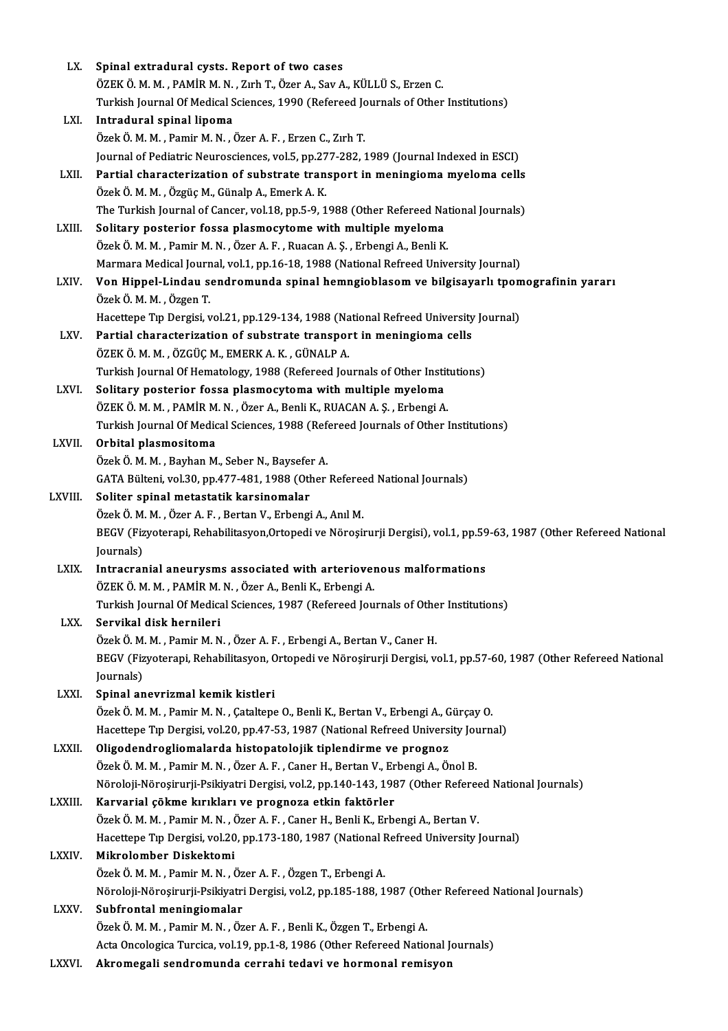LX. **Spinal extradural cysts. Report of two cases**
ÖZEK Ö. M. M. , PAMİR M. N. , Zırh T., Özer A., Sav A., KÜLLÜ S., Erzen C.
Turkish Journal Of Medical Sciences, 1990 (Refereed Journals of Other Institutions)

LXI. **Intradural spinal lipoma**
Özek Ö. M. M. , Pamir M. N. , Özer A. F. , Erzen C., Zırh T.
Journal of Pediatric Neurosciences, vol.5, pp.277-282, 1989 (Journal Indexed in ESCI)

LXII. **Partial characterization of substrate transport in meningioma myeloma cells**
Özek Ö. M. M. , Özgüç M., Günalp A., Emerk A. K.
The Turkish Journal of Cancer, vol.18, pp.5-9, 1988 (Other Refereed National Journals)

LXIII. **Solitary posterior fossa plasmocytome with multiple myeloma**
Özek Ö. M. M. , Pamir M. N. , Özer A. F. , Ruacan A. Ş. , Erbengi A., Benli K.
Marmara Medical Journal, vol.1, pp.16-18, 1988 (National Refreed University Journal)

LXIV. **Von Hippel-Lindau sendromunda spinal hemngioblasom ve bilgisayarlı tpomografinin yararı**
Özek Ö. M. M. , Özgen T.
Hacettepe Tıp Dergisi, vol.21, pp.129-134, 1988 (National Refreed University Journal)

LXV. **Partial characterization of substrate transport in meningioma cells**
ÖZEK Ö. M. M. , ÖZGÜÇ M., EMERK A. K. , GÜNALP A.
Turkish Journal Of Hematology, 1988 (Refereed Journals of Other Institutions)

LXVI. **Solitary posterior fossa plasmocytoma with multiple myeloma**
ÖZEK Ö. M. M. , PAMİR M. N. , Özer A., Benli K., RUACAN A. Ş. , Erbengi A.
Turkish Journal Of Medical Sciences, 1988 (Refereed Journals of Other Institutions)

LXVII. **Orbital plasmositoma**
Özek Ö. M. M. , Bayhan M., Seber N., Baysefer A.
GATA Bülteni, vol.30, pp.477-481, 1988 (Other Refereed National Journals)

LXVIII. **Soliter spinal metastatik karsinomalar**
Özek Ö. M. M. , Özer A. F. , Bertan V., Erbengi A., Anıl M.
BEGV (Fizyoterapi, Rehabilitasyon,Ortopedi ve Nöroşirurji Dergisi), vol.1, pp.59-63, 1987 (Other Refereed National Journals)

LXIX. **Intracranial aneurysms associated with arteriovenous malformations**
ÖZEK Ö. M. M. , PAMİR M. N. , Özer A., Benli K., Erbengi A.
Turkish Journal Of Medical Sciences, 1987 (Refereed Journals of Other Institutions)

LXX. **Servikal disk hernileri**
Özek Ö. M. M. , Pamir M. N. , Özer A. F. , Erbengi A., Bertan V., Caner H.
BEGV (Fizyoterapi, Rehabilitasyon, Ortopedi ve Nöroşirurji Dergisi, vol.1, pp.57-60, 1987 (Other Refereed National Journals)

LXXI. **Spinal anevrizmal kemik kistleri**
Özek Ö. M. M. , Pamir M. N. , Çataltepe O., Benli K., Bertan V., Erbengi A., Gürçay O.
Hacettepe Tıp Dergisi, vol.20, pp.47-53, 1987 (National Refreed University Journal)

LXXII. **Oligodendrogliomalarda histopatolojik tiplendirme ve prognoz**
Özek Ö. M. M. , Pamir M. N. , Özer A. F. , Caner H., Bertan V., Erbengi A., Önol B.
Nöroloji-Nöroşirurji-Psikiyatri Dergisi, vol.2, pp.140-143, 1987 (Other Refereed National Journals)

LXXIII. **Karvarial çökme kırıkları ve prognoza etkin faktörler**
Özek Ö. M. M. , Pamir M. N. , Özer A. F. , Caner H., Benli K., Erbengi A., Bertan V.
Hacettepe Tıp Dergisi, vol.20, pp.173-180, 1987 (National Refreed University Journal)

LXXIV. **Mikrolomber Diskektomi**
Özek Ö. M. M. , Pamir M. N. , Özer A. F. , Özgen T., Erbengi A.
Nöroloji-Nöroşirurji-Psikiyatri Dergisi, vol.2, pp.185-188, 1987 (Other Refereed National Journals)

LXXV. **Subfrontal meningiomalar**
Özek Ö. M. M. , Pamir M. N. , Özer A. F. , Benli K., Özgen T., Erbengi A.
Acta Oncologica Turcica, vol.19, pp.1-8, 1986 (Other Refereed National Journals)

LXXVI. **Akromegali sendromunda cerrahi tedavi ve hormonal remisyon**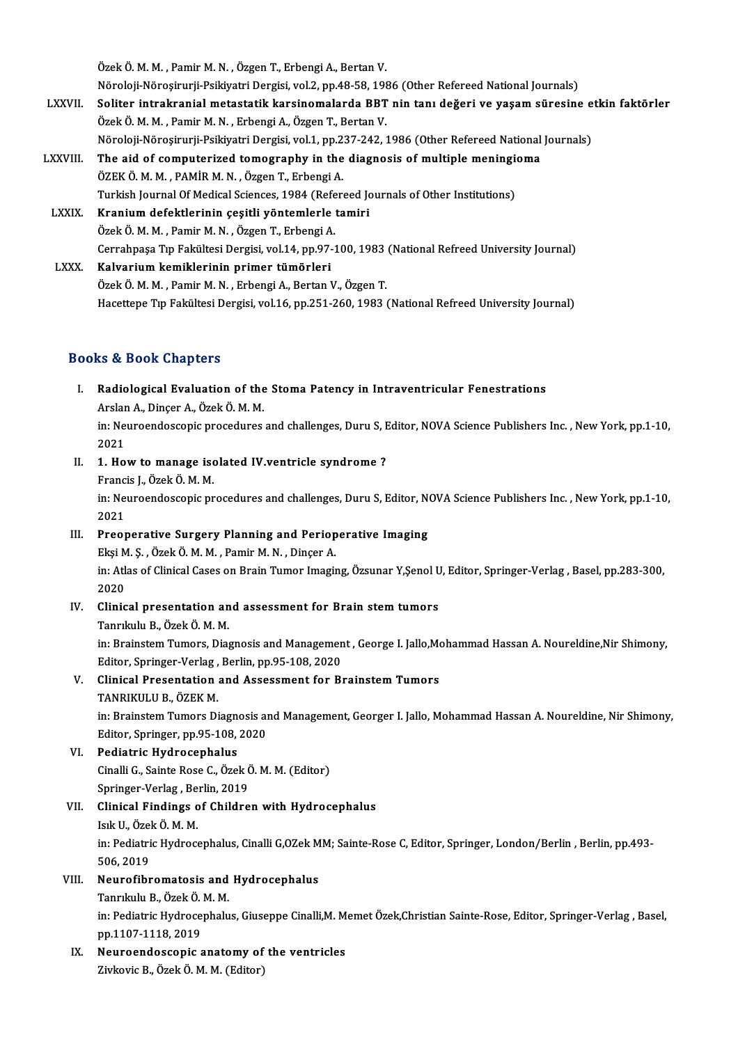Özek Ö. M. M. , Pamir M. N. , Özgen T., Erbengi A., Bertan V.
Nöroloji-Nöroşirurji-Psikiyatri Dergisi, vol.2, pp.48-58, 1986 (Other Refereed National Journals)

LXXVII. **Soliter intrakranial metastatik karsinomalarda BBT nin tanı değeri ve yaşam süresine etkin faktörler**
Özek Ö. M. M. , Pamir M. N. , Erbengi A., Özgen T., Bertan V.
Nöroloji-Nöroşirurji-Psikiyatri Dergisi, vol.1, pp.237-242, 1986 (Other Refereed National Journals)

LXXVIII. **The aid of computerized tomography in the diagnosis of multiple meningioma**
ÖZEK Ö. M. M. , PAMİR M. N. , Özgen T., Erbengi A.
Turkish Journal Of Medical Sciences, 1984 (Refereed Journals of Other Institutions)

LXXIX. **Kranium defektlerinin çeşitli yöntemlerle tamiri**
Özek Ö. M. M. , Pamir M. N. , Özgen T., Erbengi A.
Cerrahpaşa Tıp Fakültesi Dergisi, vol.14, pp.97-100, 1983 (National Refreed University Journal)

LXXX. **Kalvarium kemiklerinin primer tümörleri**
Özek Ö. M. M. , Pamir M. N. , Erbengi A., Bertan V., Özgen T.
Hacettepe Tıp Fakültesi Dergisi, vol.16, pp.251-260, 1983 (National Refreed University Journal)

## Books & Book Chapters

I. **Radiological Evaluation of the Stoma Patency in Intraventricular Fenestrations**
Arslan A., Dinçer A., Özek Ö. M. M.
in: Neuroendoscopic procedures and challenges, Duru S, Editor, NOVA Science Publishers Inc. , New York, pp.1-10, 2021

II. **1. How to manage isolated IV.ventricle syndrome ?**
Francis J., Özek Ö. M. M.
in: Neuroendoscopic procedures and challenges, Duru S, Editor, NOVA Science Publishers Inc. , New York, pp.1-10, 2021

III. **Preoperative Surgery Planning and Perioperative Imaging**
Ekşi M. Ş. , Özek Ö. M. M. , Pamir M. N. , Dinçer A.
in: Atlas of Clinical Cases on Brain Tumor Imaging, Özsunar Y,Şenol U, Editor, Springer-Verlag , Basel, pp.283-300, 2020

IV. **Clinical presentation and assessment for Brain stem tumors**
Tanrıkulu B., Özek Ö. M. M.
in: Brainstem Tumors, Diagnosis and Management , George I. Jallo,Mohammad Hassan A. Noureldine,Nir Shimony, Editor, Springer-Verlag , Berlin, pp.95-108, 2020

V. **Clinical Presentation and Assessment for Brainstem Tumors**
TANRIKULU B., ÖZEK M.
in: Brainstem Tumors Diagnosis and Management, Georger I. Jallo, Mohammad Hassan A. Noureldine, Nir Shimony, Editor, Springer, pp.95-108, 2020

VI. **Pediatric Hydrocephalus**
Cinalli G., Sainte Rose C., Özek Ö. M. M. (Editor)
Springer-Verlag , Berlin, 2019

VII. **Clinical Findings of Children with Hydrocephalus**
Isık U., Özek Ö. M. M.
in: Pediatric Hydrocephalus, Cinalli G,OZek MM; Sainte-Rose C, Editor, Springer, London/Berlin , Berlin, pp.493-506, 2019

VIII. **Neurofibromatosis and Hydrocephalus**
Tanrıkulu B., Özek Ö. M. M.
in: Pediatric Hydrocephalus, Giuseppe Cinalli,M. Memet Özek,Christian Sainte-Rose, Editor, Springer-Verlag , Basel, pp.1107-1118, 2019

IX. **Neuroendoscopic anatomy of the ventricles**
Zivkovic B., Özek Ö. M. M. (Editor)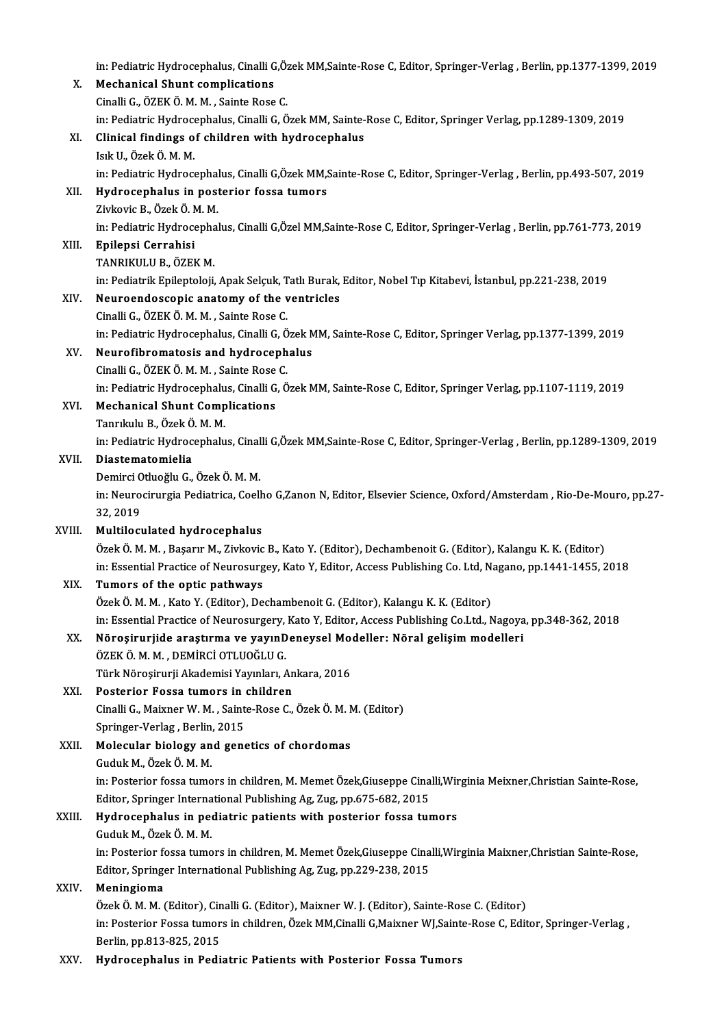in: Pediatric Hydrocephalus, Cinalli G,Özek MM,Sainte-Rose C, Editor, Springer-Verlag , Berlin, pp.1377-1399, 2019

X. **Mechanical Shunt complications**
Cinalli G., ÖZEK Ö. M. M. , Sainte Rose C.
in: Pediatric Hydrocephalus, Cinalli G, Özek MM, Sainte-Rose C, Editor, Springer Verlag, pp.1289-1309, 2019

XI. **Clinical findings of children with hydrocephalus**
Isık U., Özek Ö. M. M.
in: Pediatric Hydrocephalus, Cinalli G,Özek MM,Sainte-Rose C, Editor, Springer-Verlag , Berlin, pp.493-507, 2019

XII. **Hydrocephalus in posterior fossa tumors**
Zivkovic B., Özek Ö. M. M.
in: Pediatric Hydrocephalus, Cinalli G,Özel MM,Sainte-Rose C, Editor, Springer-Verlag , Berlin, pp.761-773, 2019

XIII. **Epilepsi Cerrahisi**
TANRIKULU B., ÖZEK M.
in: Pediatrik Epileptoloji, Apak Selçuk, Tatlı Burak, Editor, Nobel Tıp Kitabevi, İstanbul, pp.221-238, 2019

XIV. **Neuroendoscopic anatomy of the ventricles**
Cinalli G., ÖZEK Ö. M. M. , Sainte Rose C.
in: Pediatric Hydrocephalus, Cinalli G, Özek MM, Sainte-Rose C, Editor, Springer Verlag, pp.1377-1399, 2019

XV. **Neurofibromatosis and hydrocephalus**
Cinalli G., ÖZEK Ö. M. M. , Sainte Rose C.
in: Pediatric Hydrocephalus, Cinalli G, Özek MM, Sainte-Rose C, Editor, Springer Verlag, pp.1107-1119, 2019

XVI. **Mechanical Shunt Complications**
Tanrıkulu B., Özek Ö. M. M.
in: Pediatric Hydrocephalus, Cinalli G,Özek MM,Sainte-Rose C, Editor, Springer-Verlag , Berlin, pp.1289-1309, 2019

XVII. **Diastematomielia**
Demirci Otluoğlu G., Özek Ö. M. M.
in: Neurocirurgia Pediatrica, Coelho G,Zanon N, Editor, Elsevier Science, Oxford/Amsterdam , Rio-De-Mouro, pp.27-32, 2019

XVIII. **Multiloculated hydrocephalus**
Özek Ö. M. M. , Başarır M., Zivkovic B., Kato Y. (Editor), Dechambenoit G. (Editor), Kalangu K. K. (Editor)
in: Essential Practice of Neurosurgey, Kato Y, Editor, Access Publishing Co. Ltd, Nagano, pp.1441-1455, 2018

XIX. **Tumors of the optic pathways**
Özek Ö. M. M. , Kato Y. (Editor), Dechambenoit G. (Editor), Kalangu K. K. (Editor)
in: Essential Practice of Neurosurgery, Kato Y, Editor, Access Publishing Co.Ltd., Nagoya, pp.348-362, 2018

XX. **Nöroşirurjide araştırma ve yayınDeneysel Modeller: Nöral gelişim modelleri**
ÖZEK Ö. M. M. , DEMİRCİ OTLUOĞLU G.
Türk Nöroşirurji Akademisi Yayınları, Ankara, 2016

XXI. **Posterior Fossa tumors in children**
Cinalli G., Maixner W. M. , Sainte-Rose C., Özek Ö. M. M. (Editor)
Springer-Verlag , Berlin, 2015

XXII. **Molecular biology and genetics of chordomas**
Guduk M., Özek Ö. M. M.
in: Posterior fossa tumors in children, M. Memet Özek,Giuseppe Cinalli,Wirginia Meixner,Christian Sainte-Rose, Editor, Springer International Publishing Ag, Zug, pp.675-682, 2015

XXIII. **Hydrocephalus in pediatric patients with posterior fossa tumors**
Guduk M., Özek Ö. M. M.
in: Posterior fossa tumors in children, M. Memet Özek,Giuseppe Cinalli,Wirginia Maixner,Christian Sainte-Rose, Editor, Springer International Publishing Ag, Zug, pp.229-238, 2015

XXIV. **Meningioma**
Özek Ö. M. M. (Editor), Cinalli G. (Editor), Maixner W. J. (Editor), Sainte-Rose C. (Editor)
in: Posterior Fossa tumors in children, Özek MM,Cinalli G,Maixner WJ,Sainte-Rose C, Editor, Springer-Verlag , Berlin, pp.813-825, 2015

XXV. **Hydrocephalus in Pediatric Patients with Posterior Fossa Tumors**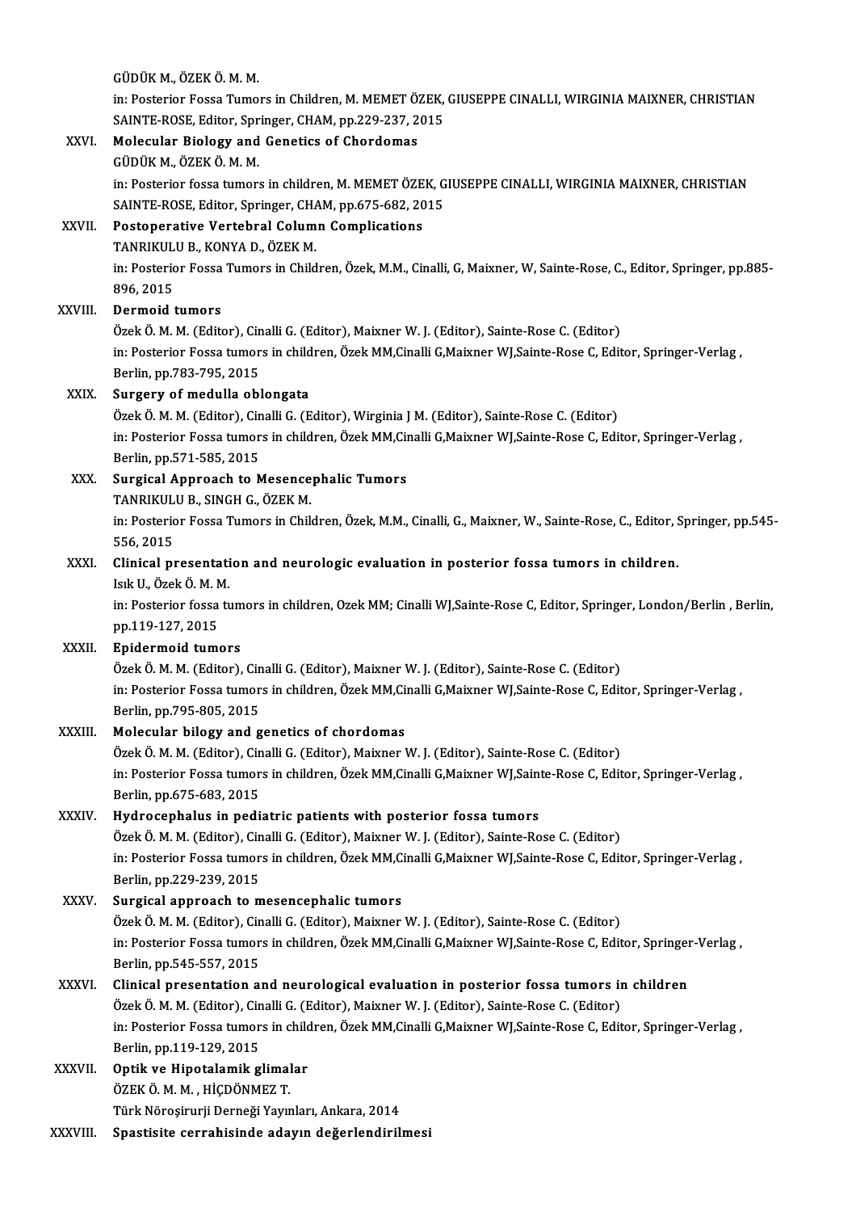GÜDÜK M., ÖZEK Ö. M. M.
in: Posterior Fossa Tumors in Children, M. MEMET ÖZEK, GIUSEPPE CINALLI, WIRGINIA MAIXNER, CHRISTIAN SAINTE-ROSE, Editor, Springer, CHAM, pp.229-237, 2015

XXVI. **Molecular Biology and Genetics of Chordomas**
GÜDÜK M., ÖZEK Ö. M. M.
in: Posterior fossa tumors in children, M. MEMET ÖZEK, GIUSEPPE CINALLI, WIRGINIA MAIXNER, CHRISTIAN SAINTE-ROSE, Editor, Springer, CHAM, pp.675-682, 2015

XXVII. **Postoperative Vertebral Column Complications**
TANRIKULU B., KONYA D., ÖZEK M.
in: Posterior Fossa Tumors in Children, Özek, M.M., Cinalli, G, Maixner, W, Sainte-Rose, C., Editor, Springer, pp.885-896, 2015

XXVIII. **Dermoid tumors**
Özek Ö. M. M. (Editor), Cinalli G. (Editor), Maixner W. J. (Editor), Sainte-Rose C. (Editor)
in: Posterior Fossa tumors in children, Özek MM,Cinalli G,Maixner WJ,Sainte-Rose C, Editor, Springer-Verlag , Berlin, pp.783-795, 2015

XXIX. **Surgery of medulla oblongata**
Özek Ö. M. M. (Editor), Cinalli G. (Editor), Wirginia J M. (Editor), Sainte-Rose C. (Editor)
in: Posterior Fossa tumors in children, Özek MM,Cinalli G,Maixner WJ,Sainte-Rose C, Editor, Springer-Verlag , Berlin, pp.571-585, 2015

XXX. **Surgical Approach to Mesencephalic Tumors**
TANRIKULU B., SINGH G., ÖZEK M.
in: Posterior Fossa Tumors in Children, Özek, M.M., Cinalli, G., Maixner, W., Sainte-Rose, C., Editor, Springer, pp.545-556, 2015

XXXI. **Clinical presentation and neurologic evaluation in posterior fossa tumors in children.**
Isık U., Özek Ö. M. M.
in: Posterior fossa tumors in children, Ozek MM; Cinalli WJ,Sainte-Rose C, Editor, Springer, London/Berlin , Berlin, pp.119-127, 2015

XXXII. **Epidermoid tumors**
Özek Ö. M. M. (Editor), Cinalli G. (Editor), Maixner W. J. (Editor), Sainte-Rose C. (Editor)
in: Posterior Fossa tumors in children, Özek MM,Cinalli G,Maixner WJ,Sainte-Rose C, Editor, Springer-Verlag , Berlin, pp.795-805, 2015

XXXIII. **Molecular bilogy and genetics of chordomas**
Özek Ö. M. M. (Editor), Cinalli G. (Editor), Maixner W. J. (Editor), Sainte-Rose C. (Editor)
in: Posterior Fossa tumors in children, Özek MM,Cinalli G,Maixner WJ,Sainte-Rose C, Editor, Springer-Verlag , Berlin, pp.675-683, 2015

XXXIV. **Hydrocephalus in pediatric patients with posterior fossa tumors**
Özek Ö. M. M. (Editor), Cinalli G. (Editor), Maixner W. J. (Editor), Sainte-Rose C. (Editor)
in: Posterior Fossa tumors in children, Özek MM,Cinalli G,Maixner WJ,Sainte-Rose C, Editor, Springer-Verlag , Berlin, pp.229-239, 2015

XXXV. **Surgical approach to mesencephalic tumors**
Özek Ö. M. M. (Editor), Cinalli G. (Editor), Maixner W. J. (Editor), Sainte-Rose C. (Editor)
in: Posterior Fossa tumors in children, Özek MM,Cinalli G,Maixner WJ,Sainte-Rose C, Editor, Springer-Verlag , Berlin, pp.545-557, 2015

XXXVI. **Clinical presentation and neurological evaluation in posterior fossa tumors in children**
Özek Ö. M. M. (Editor), Cinalli G. (Editor), Maixner W. J. (Editor), Sainte-Rose C. (Editor)
in: Posterior Fossa tumors in children, Özek MM,Cinalli G,Maixner WJ,Sainte-Rose C, Editor, Springer-Verlag , Berlin, pp.119-129, 2015

XXXVII. **Optik ve Hipotalamik glimalar**
ÖZEK Ö. M. M. , HİÇDÖNMEZ T.
Türk Nöroşirurji Derneği Yayınları, Ankara, 2014

XXXVIII. **Spastisite cerrahisinde adayın değerlendirilmesi**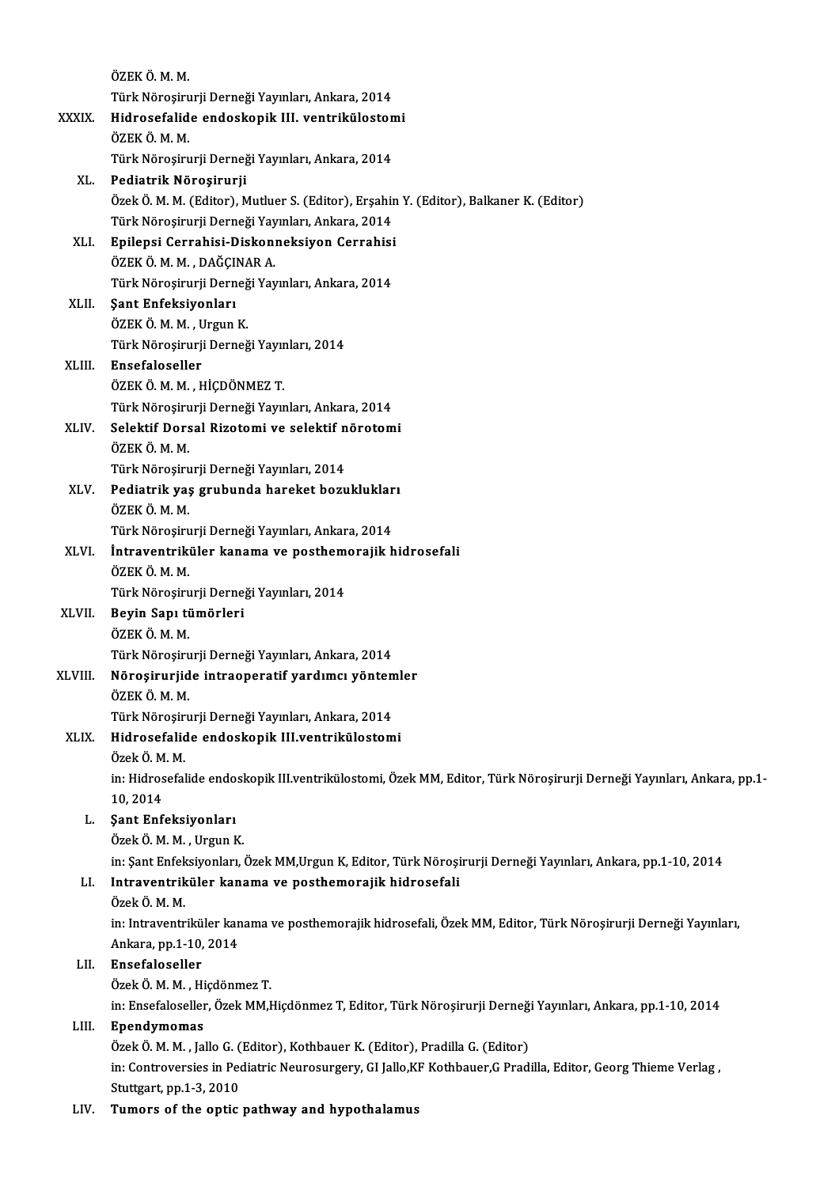ÖZEK Ö. M. M.
Türk Nöroşirurji Derneği Yayınları, Ankara, 2014

XXXIX. **Hidrosefalide endoskopik III. ventrikülostomi**
ÖZEK Ö. M. M.
Türk Nöroşirurji Derneği Yayınları, Ankara, 2014

XL. **Pediatrik Nöroşirurji**
Özek Ö. M. M. (Editor), Mutluer S. (Editor), Erşahin Y. (Editor), Balkaner K. (Editor)
Türk Nöroşirurji Derneği Yayınları, Ankara, 2014

XLI. **Epilepsi Cerrahisi-Diskonneksiyon Cerrahisi**
ÖZEK Ö. M. M. , DAĞÇINAR A.
Türk Nöroşirurji Derneği Yayınları, Ankara, 2014

XLII. **Şant Enfeksiyonları**
ÖZEK Ö. M. M. , Urgun K.
Türk Nöroşirurji Derneği Yayınları, 2014

XLIII. **Ensefaloseller**
ÖZEK Ö. M. M. , HİÇDÖNMEZ T.
Türk Nöroşirurji Derneği Yayınları, Ankara, 2014

XLIV. **Selektif Dorsal Rizotomi ve selektif nörotomi**
ÖZEK Ö. M. M.
Türk Nöroşirurji Derneği Yayınları, 2014

XLV. **Pediatrik yaş grubunda hareket bozuklukları**
ÖZEK Ö. M. M.
Türk Nöroşirurji Derneği Yayınları, Ankara, 2014

XLVI. **İntraventriküler kanama ve posthemorajik hidrosefali**
ÖZEK Ö. M. M.
Türk Nöroşirurji Derneği Yayınları, 2014

XLVII. **Beyin Sapı tümörleri**
ÖZEK Ö. M. M.
Türk Nöroşirurji Derneği Yayınları, Ankara, 2014

XLVIII. **Nöroşirurjide intraoperatif yardımcı yöntemler**
ÖZEK Ö. M. M.
Türk Nöroşirurji Derneği Yayınları, Ankara, 2014

XLIX. **Hidrosefalide endoskopik III.ventrikülostomi**
Özek Ö. M. M.
in: Hidrosefalide endoskopik III.ventrikülostomi, Özek MM, Editor, Türk Nöroşirurji Derneği Yayınları, Ankara, pp.1-10, 2014

L. **Şant Enfeksiyonları**
Özek Ö. M. M. , Urgun K.
in: Şant Enfeksiyonları, Özek MM,Urgun K, Editor, Türk Nöroşirurji Derneği Yayınları, Ankara, pp.1-10, 2014

LI. **Intraventriküler kanama ve posthemorajik hidrosefali**
Özek Ö. M. M.
in: Intraventriküler kanama ve posthemorajik hidrosefali, Özek MM, Editor, Türk Nöroşirurji Derneği Yayınları, Ankara, pp.1-10, 2014

LII. **Ensefaloseller**
Özek Ö. M. M. , Hiçdönmez T.
in: Ensefaloseller, Özek MM,Hiçdönmez T, Editor, Türk Nöroşirurji Derneği Yayınları, Ankara, pp.1-10, 2014

LIII. **Ependymomas**
Özek Ö. M. M. , Jallo G. (Editor), Kothbauer K. (Editor), Pradilla G. (Editor)
in: Controversies in Pediatric Neurosurgery, GI Jallo,KF Kothbauer,G Pradilla, Editor, Georg Thieme Verlag , Stuttgart, pp.1-3, 2010

LIV. **Tumors of the optic pathway and hypothalamus**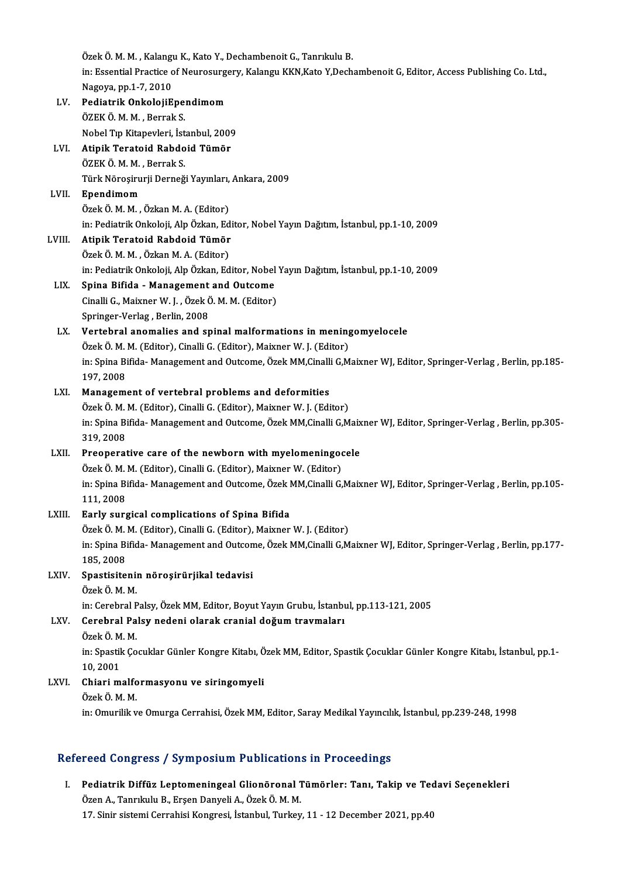Özek Ö. M. M. , Kalangu K., Kato Y., Dechambenoit G., Tanrıkulu B.
in: Essential Practice of Neurosurgery, Kalangu KKN,Kato Y,Dechambenoit G, Editor, Access Publishing Co. Ltd., Nagoya, pp.1-7, 2010

LV. **Pediatrik OnkolojiEpendimom**
ÖZEK Ö. M. M. , Berrak S.
Nobel Tıp Kitapevleri, İstanbul, 2009

LVI. **Atipik Teratoid Rabdoid Tümör**
ÖZEK Ö. M. M. , Berrak S.
Türk Nöroşirurji Derneği Yayınları, Ankara, 2009

LVII. **Ependimom**
Özek Ö. M. M. , Özkan M. A. (Editor)
in: Pediatrik Onkoloji, Alp Özkan, Editor, Nobel Yayın Dağıtım, İstanbul, pp.1-10, 2009

LVIII. **Atipik Teratoid Rabdoid Tümör**
Özek Ö. M. M. , Özkan M. A. (Editor)
in: Pediatrik Onkoloji, Alp Özkan, Editor, Nobel Yayın Dağıtım, İstanbul, pp.1-10, 2009

LIX. **Spina Bifida - Management and Outcome**
Cinalli G., Maixner W. J. , Özek Ö. M. M. (Editor)
Springer-Verlag , Berlin, 2008

LX. **Vertebral anomalies and spinal malformations in meningomyelocele**
Özek Ö. M. M. (Editor), Cinalli G. (Editor), Maixner W. J. (Editor)
in: Spina Bifida- Management and Outcome, Özek MM,Cinalli G,Maixner WJ, Editor, Springer-Verlag , Berlin, pp.185-197, 2008

LXI. **Management of vertebral problems and deformities**
Özek Ö. M. M. (Editor), Cinalli G. (Editor), Maixner W. J. (Editor)
in: Spina Bifida- Management and Outcome, Özek MM,Cinalli G,Maixner WJ, Editor, Springer-Verlag , Berlin, pp.305-319, 2008

LXII. **Preoperative care of the newborn with myelomeningocele**
Özek Ö. M. M. (Editor), Cinalli G. (Editor), Maixner W. (Editor)
in: Spina Bifida- Management and Outcome, Özek MM,Cinalli G,Maixner WJ, Editor, Springer-Verlag , Berlin, pp.105-111, 2008

LXIII. **Early surgical complications of Spina Bifida**
Özek Ö. M. M. (Editor), Cinalli G. (Editor), Maixner W. J. (Editor)
in: Spina Bifida- Management and Outcome, Özek MM,Cinalli G,Maixner WJ, Editor, Springer-Verlag , Berlin, pp.177-185, 2008

LXIV. **Spastisitenin nöroşirürjikal tedavisi**
Özek Ö. M. M.
in: Cerebral Palsy, Özek MM, Editor, Boyut Yayın Grubu, İstanbul, pp.113-121, 2005

LXV. **Cerebral Palsy nedeni olarak cranial doğum travmaları**
Özek Ö. M. M.
in: Spastik Çocuklar Günler Kongre Kitabı, Özek MM, Editor, Spastik Çocuklar Günler Kongre Kitabı, İstanbul, pp.1-10, 2001

LXVI. **Chiari malformasyonu ve siringomyeli**
Özek Ö. M. M.
in: Omurilik ve Omurga Cerrahisi, Özek MM, Editor, Saray Medikal Yayıncılık, İstanbul, pp.239-248, 1998

## Refereed Congress / Symposium Publications in Proceedings

I. **Pediatrik Diffüz Leptomeningeal Glionöronal Tümörler: Tanı, Takip ve Tedavi Seçenekleri**
Özen A., Tanrıkulu B., Erşen Danyeli A., Özek Ö. M. M.
17. Sinir sistemi Cerrahisi Kongresi, İstanbul, Turkey, 11 - 12 December 2021, pp.40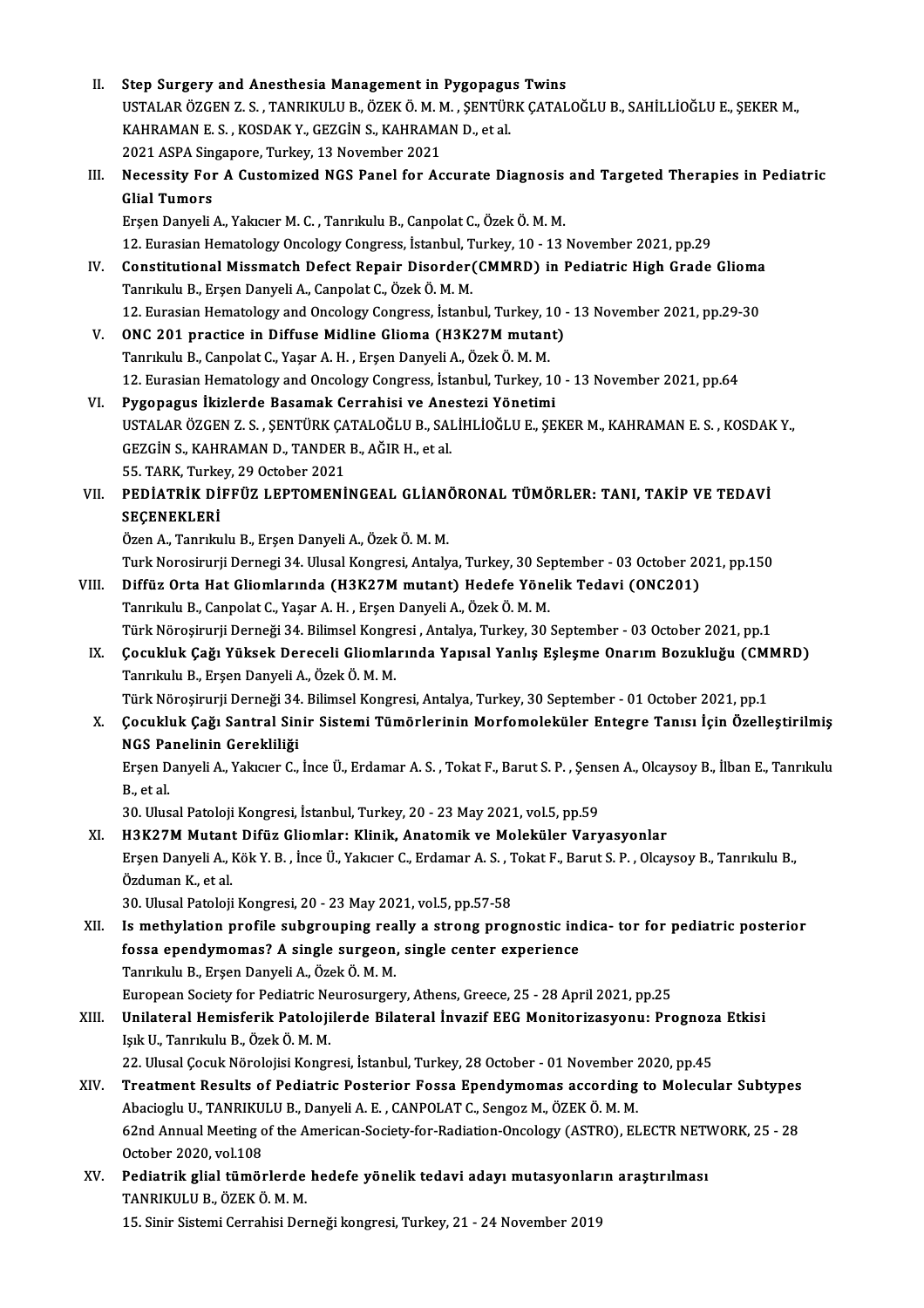II. **Step Surgery and Anesthesia Management in Pygopagus Twins**
USTALAR ÖZGEN Z. S. , TANRIKULU B., ÖZEK Ö. M. M. , ŞENTÜRK ÇATALOĞLU B., SAHİLLİOĞLU E., ŞEKER M., KAHRAMAN E. S. , KOSDAK Y., GEZGİN S., KAHRAMAN D., et al.
2021 ASPA Singapore, Turkey, 13 November 2021

III. **Necessity For A Customized NGS Panel for Accurate Diagnosis and Targeted Therapies in Pediatric Glial Tumors**
Erşen Danyeli A., Yakıcıer M. C. , Tanrıkulu B., Canpolat C., Özek Ö. M. M.
12. Eurasian Hematology Oncology Congress, İstanbul, Turkey, 10 - 13 November 2021, pp.29

IV. **Constitutional Missmatch Defect Repair Disorder(CMMRD) in Pediatric High Grade Glioma**
Tanrıkulu B., Erşen Danyeli A., Canpolat C., Özek Ö. M. M.
12. Eurasian Hematology and Oncology Congress, İstanbul, Turkey, 10 - 13 November 2021, pp.29-30

V. **ONC 201 practice in Diffuse Midline Glioma (H3K27M mutant)**
Tanrıkulu B., Canpolat C., Yaşar A. H. , Erşen Danyeli A., Özek Ö. M. M.
12. Eurasian Hematology and Oncology Congress, İstanbul, Turkey, 10 - 13 November 2021, pp.64

VI. **Pygopagus İkizlerde Basamak Cerrahisi ve Anestezi Yönetimi**
USTALAR ÖZGEN Z. S. , ŞENTÜRK ÇATALOĞLU B., SALİHLİOĞLU E., ŞEKER M., KAHRAMAN E. S. , KOSDAK Y., GEZGİN S., KAHRAMAN D., TANDER B., AĞIR H., et al.
55. TARK, Turkey, 29 October 2021

VII. **PEDİATRİK DİFFÜZ LEPTOMENİNGEAL GLİANÖRONAL TÜMÖRLER: TANI, TAKİP VE TEDAVİ SEÇENEKLERİ**
Özen A., Tanrıkulu B., Erşen Danyeli A., Özek Ö. M. M.
Turk Norosirurji Dernegi 34. Ulusal Kongresi, Antalya, Turkey, 30 September - 03 October 2021, pp.150

VIII. **Diffüz Orta Hat Gliomlarında (H3K27M mutant) Hedefe Yönelik Tedavi (ONC201)**
Tanrıkulu B., Canpolat C., Yaşar A. H. , Erşen Danyeli A., Özek Ö. M. M.
Türk Nöroşirurji Derneği 34. Bilimsel Kongresi , Antalya, Turkey, 30 September - 03 October 2021, pp.1

IX. **Çocukluk Çağı Yüksek Dereceli Gliomlarında Yapısal Yanlış Eşleşme Onarım Bozukluğu (CMMRD)**
Tanrıkulu B., Erşen Danyeli A., Özek Ö. M. M.
Türk Nöroşirurji Derneği 34. Bilimsel Kongresi, Antalya, Turkey, 30 September - 01 October 2021, pp.1

X. **Çocukluk Çağı Santral Sinir Sistemi Tümörlerinin Morfomoleküler Entegre Tanısı İçin Özelleştirilmiş NGS Panelinin Gerekliliği**
Erşen Danyeli A., Yakıcıer C., İnce Ü., Erdamar A. S. , Tokat F., Barut S. P. , Şensen A., Olcaysoy B., İlban E., Tanrıkulu B., et al.
30. Ulusal Patoloji Kongresi, İstanbul, Turkey, 20 - 23 May 2021, vol.5, pp.59

XI. **H3K27M Mutant Difüz Gliomlar: Klinik, Anatomik ve Moleküler Varyasyonlar**
Erşen Danyeli A., Kök Y. B. , İnce Ü., Yakıcıer C., Erdamar A. S. , Tokat F., Barut S. P. , Olcaysoy B., Tanrıkulu B., Özduman K., et al.
30. Ulusal Patoloji Kongresi, 20 - 23 May 2021, vol.5, pp.57-58

XII. **Is methylation profile subgrouping really a strong prognostic indica- tor for pediatric posterior fossa ependymomas? A single surgeon, single center experience**
Tanrıkulu B., Erşen Danyeli A., Özek Ö. M. M.
European Society for Pediatric Neurosurgery, Athens, Greece, 25 - 28 April 2021, pp.25

XIII. **Unilateral Hemisferik Patolojilerde Bilateral İnvazif EEG Monitorizasyonu: Prognoza Etkisi**
Işık U., Tanrıkulu B., Özek Ö. M. M.
22. Ulusal Çocuk Nörolojisi Kongresi, İstanbul, Turkey, 28 October - 01 November 2020, pp.45

XIV. **Treatment Results of Pediatric Posterior Fossa Ependymomas according to Molecular Subtypes**
Abacioglu U., TANRIKULU B., Danyeli A. E. , CANPOLAT C., Sengoz M., ÖZEK Ö. M. M.
62nd Annual Meeting of the American-Society-for-Radiation-Oncology (ASTRO), ELECTR NETWORK, 25 - 28 October 2020, vol.108

XV. **Pediatrik glial tümörlerde hedefe yönelik tedavi adayı mutasyonların araştırılması**
TANRIKULU B., ÖZEK Ö. M. M.
15. Sinir Sistemi Cerrahisi Derneği kongresi, Turkey, 21 - 24 November 2019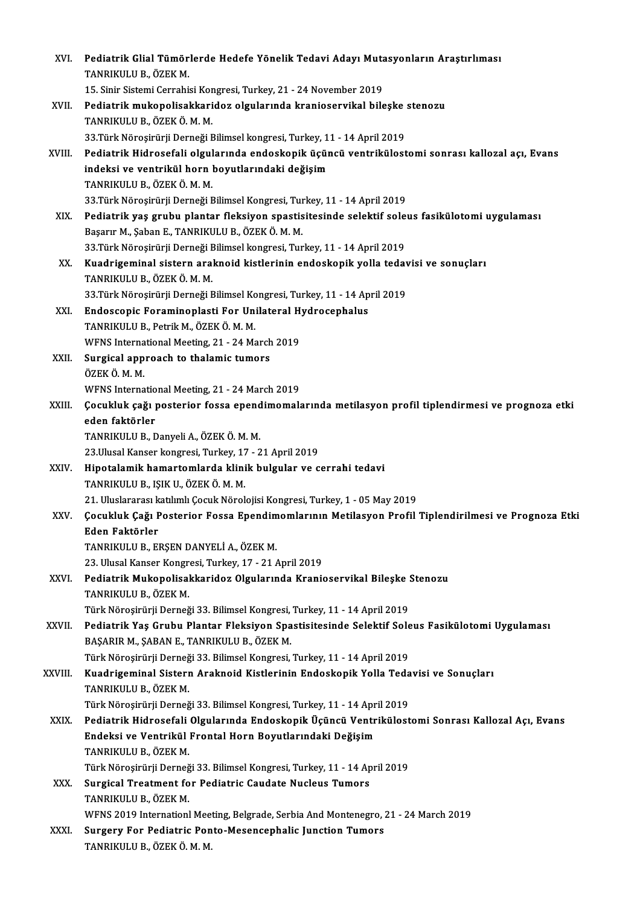XVI. **Pediatrik Glial Tümörlerde Hedefe Yönelik Tedavi Adayı Mutasyonların Araştırlıması**
TANRIKULU B., ÖZEK M.
15. Sinir Sistemi Cerrahisi Kongresi, Turkey, 21 - 24 November 2019

XVII. **Pediatrik mukopolisakkaridoz olgularında kranioservikal bileşke stenozu**
TANRIKULU B., ÖZEK Ö. M. M.
33.Türk Nöroşirürji Derneği Bilimsel kongresi, Turkey, 11 - 14 April 2019

XVIII. **Pediatrik Hidrosefali olgularında endoskopik üçüncü ventrikülostomi sonrası kallozal açı, Evans indeksi ve ventrikül horn boyutlarındaki değişim**
TANRIKULU B., ÖZEK Ö. M. M.
33.Türk Nöroşirürji Derneği Bilimsel Kongresi, Turkey, 11 - 14 April 2019

XIX. **Pediatrik yaş grubu plantar fleksiyon spastisitesinde selektif soleus fasikülotomi uygulaması**
Başarır M., Şaban E., TANRIKULU B., ÖZEK Ö. M. M.
33.Türk Nöroşirürji Derneği Bilimsel kongresi, Turkey, 11 - 14 April 2019

XX. **Kuadrigeminal sistern araknoid kistlerinin endoskopik yolla tedavisi ve sonuçları**
TANRIKULU B., ÖZEK Ö. M. M.
33.Türk Nöroşirürji Derneği Bilimsel Kongresi, Turkey, 11 - 14 April 2019

XXI. **Endoscopic Foraminoplasti For Unilateral Hydrocephalus**
TANRIKULU B., Petrik M., ÖZEK Ö. M. M.
WFNS International Meeting, 21 - 24 March 2019

XXII. **Surgical approach to thalamic tumors**
ÖZEK Ö. M. M.
WFNS International Meeting, 21 - 24 March 2019

XXIII. **Çocukluk çağı posterior fossa ependimomalarında metilasyon profil tiplendirmesi ve prognoza etki eden faktörler**
TANRIKULU B., Danyeli A., ÖZEK Ö. M. M.
23.Ulusal Kanser kongresi, Turkey, 17 - 21 April 2019

XXIV. **Hipotalamik hamartomlarda klinik bulgular ve cerrahi tedavi**
TANRIKULU B., IŞIK U., ÖZEK Ö. M. M.
21. Uluslararası katılımlı Çocuk Nörolojisi Kongresi, Turkey, 1 - 05 May 2019

XXV. **Çocukluk Çağı Posterior Fossa Ependimomlarının Metilasyon Profil Tiplendirilmesi ve Prognoza Etki Eden Faktörler**
TANRIKULU B., ERŞEN DANYELİ A., ÖZEK M.
23. Ulusal Kanser Kongresi, Turkey, 17 - 21 April 2019

XXVI. **Pediatrik Mukopolisakkaridoz Olgularında Kranioservikal Bileşke Stenozu**
TANRIKULU B., ÖZEK M.
Türk Nöroşirürji Derneği 33. Bilimsel Kongresi, Turkey, 11 - 14 April 2019

XXVII. **Pediatrik Yaş Grubu Plantar Fleksiyon Spastisitesinde Selektif Soleus Fasikülotomi Uygulaması**
BAŞARIR M., ŞABAN E., TANRIKULU B., ÖZEK M.
Türk Nöroşirürji Derneği 33. Bilimsel Kongresi, Turkey, 11 - 14 April 2019

XXVIII. **Kuadrigeminal Sistern Araknoid Kistlerinin Endoskopik Yolla Tedavisi ve Sonuçları**
TANRIKULU B., ÖZEK M.
Türk Nöroşirürji Derneği 33. Bilimsel Kongresi, Turkey, 11 - 14 April 2019

XXIX. **Pediatrik Hidrosefali Olgularında Endoskopik Üçüncü Ventrikülostomi Sonrası Kallozal Açı, Evans Endeksi ve Ventrikül Frontal Horn Boyutlarındaki Değişim**
TANRIKULU B., ÖZEK M.
Türk Nöroşirürji Derneği 33. Bilimsel Kongresi, Turkey, 11 - 14 April 2019

XXX. **Surgical Treatment for Pediatric Caudate Nucleus Tumors**
TANRIKULU B., ÖZEK M.
WFNS 2019 Internationl Meeting, Belgrade, Serbia And Montenegro, 21 - 24 March 2019

XXXI. **Surgery For Pediatric Ponto-Mesencephalic Junction Tumors**
TANRIKULU B., ÖZEK Ö. M. M.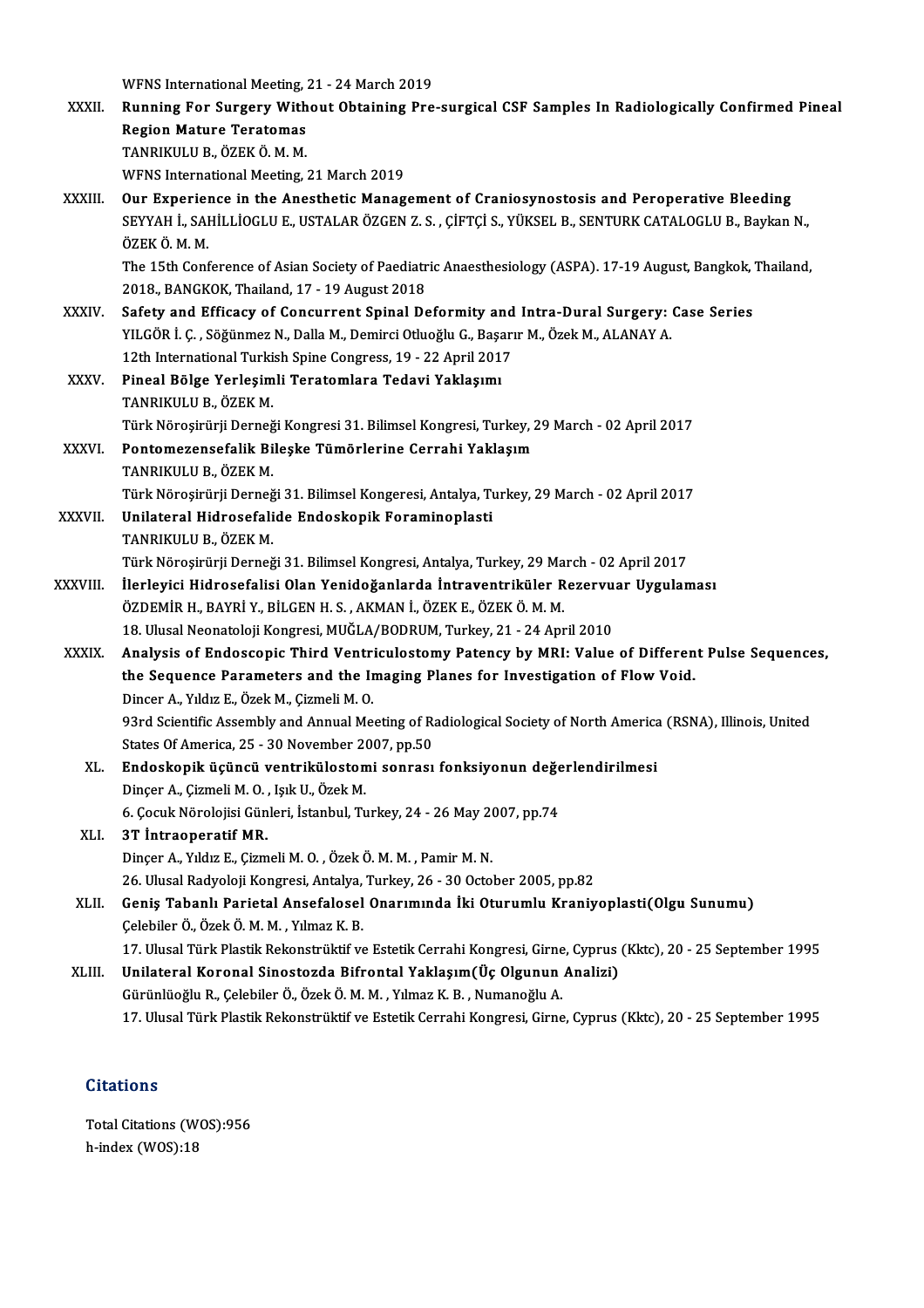WFNS International Meeting, 21 - 24 March 2019

XXXII. **Running For Surgery Without Obtaining Pre-surgical CSF Samples In Radiologically Confirmed Pineal Region Mature Teratomas**
TANRIKULU B., ÖZEK Ö. M. M.
WFNS International Meeting, 21 March 2019

XXXIII. **Our Experience in the Anesthetic Management of Craniosynostosis and Peroperative Bleeding**
SEYYAH İ., SAHİLLİOGLU E., USTALAR ÖZGEN Z. S. , ÇİFTÇİ S., YÜKSEL B., SENTURK CATALOGLU B., Baykan N., ÖZEK Ö. M. M.
The 15th Conference of Asian Society of Paediatric Anaesthesiology (ASPA). 17-19 August, Bangkok, Thailand, 2018., BANGKOK, Thailand, 17 - 19 August 2018

XXXIV. **Safety and Efficacy of Concurrent Spinal Deformity and Intra-Dural Surgery: Case Series**
YILGÖR İ. Ç. , Söğünmez N., Dalla M., Demirci Otluoğlu G., Başarır M., Özek M., ALANAY A.
12th International Turkish Spine Congress, 19 - 22 April 2017

XXXV. **Pineal Bölge Yerleşimli Teratomlara Tedavi Yaklaşımı**
TANRIKULU B., ÖZEK M.
Türk Nöroşirürji Derneği Kongresi 31. Bilimsel Kongresi, Turkey, 29 March - 02 April 2017

XXXVI. **Pontomezensefalik Bileşke Tümörlerine Cerrahi Yaklaşım**
TANRIKULU B., ÖZEK M.
Türk Nöroşirürji Derneği 31. Bilimsel Kongeresi, Antalya, Turkey, 29 March - 02 April 2017

XXXVII. **Unilateral Hidrosefalide Endoskopik Foraminoplasti**
TANRIKULU B., ÖZEK M.
Türk Nöroşirürji Derneği 31. Bilimsel Kongresi, Antalya, Turkey, 29 March - 02 April 2017

XXXVIII. **İlerleyici Hidrosefalisi Olan Yenidoğanlarda İntraventriküler Rezervuar Uygulaması**
ÖZDEMİR H., BAYRİ Y., BİLGEN H. S. , AKMAN İ., ÖZEK E., ÖZEK Ö. M. M.
18. Ulusal Neonatoloji Kongresi, MUĞLA/BODRUM, Turkey, 21 - 24 April 2010

XXXIX. **Analysis of Endoscopic Third Ventriculostomy Patency by MRI: Value of Different Pulse Sequences, the Sequence Parameters and the Imaging Planes for Investigation of Flow Void.**
Dincer A., Yıldız E., Özek M., Çizmeli M. O.
93rd Scientific Assembly and Annual Meeting of Radiological Society of North America (RSNA), Illinois, United States Of America, 25 - 30 November 2007, pp.50

XL. **Endoskopik üçüncü ventrikülostomi sonrası fonksiyonun değerlendirilmesi**
Dinçer A., Çizmeli M. O. , Işık U., Özek M.
6. Çocuk Nörolojisi Günleri, İstanbul, Turkey, 24 - 26 May 2007, pp.74

XLI. **3T İntraoperatif MR.**
Dinçer A., Yıldız E., Çizmeli M. O. , Özek Ö. M. M. , Pamir M. N.
26. Ulusal Radyoloji Kongresi, Antalya, Turkey, 26 - 30 October 2005, pp.82

XLII. **Geniş Tabanlı Parietal Ansefalosel Onarımında İki Oturumlu Kraniyoplasti(Olgu Sunumu)**
Çelebiler Ö., Özek Ö. M. M. , Yılmaz K. B.
17. Ulusal Türk Plastik Rekonstrüktif ve Estetik Cerrahi Kongresi, Girne, Cyprus (Kktc), 20 - 25 September 1995

XLIII. **Unilateral Koronal Sinostozda Bifrontal Yaklaşım(Üç Olgunun Analizi)**
Gürünlüoğlu R., Çelebiler Ö., Özek Ö. M. M. , Yılmaz K. B. , Numanoğlu A.
17. Ulusal Türk Plastik Rekonstrüktif ve Estetik Cerrahi Kongresi, Girne, Cyprus (Kktc), 20 - 25 September 1995

## Citations

Total Citations (WOS):956
h-index (WOS):18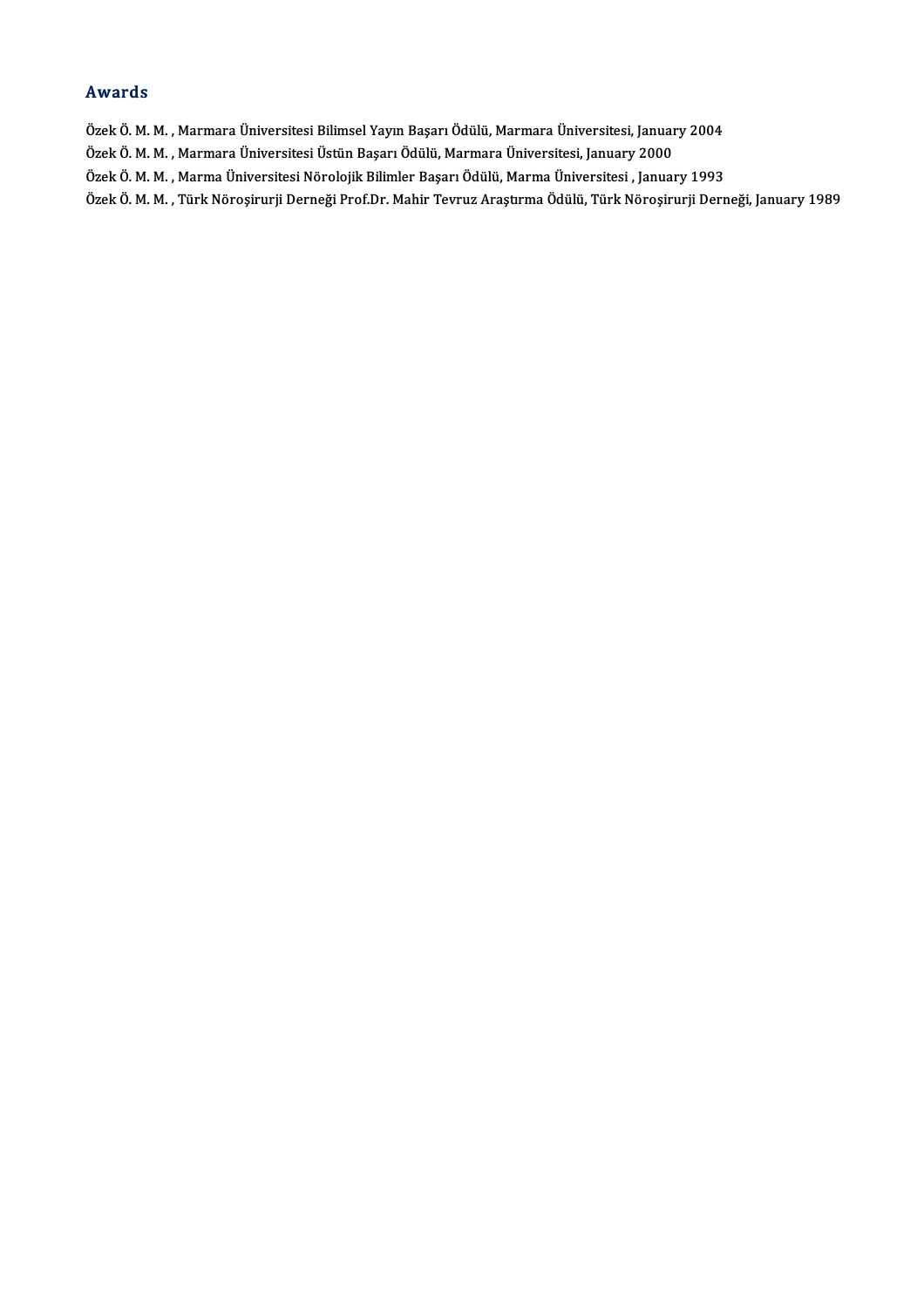## Awards

Özek Ö. M. M. , Marmara Üniversitesi Bilimsel Yayın Başarı Ödülü, Marmara Üniversitesi, January 2004

Özek Ö. M. M. , Marmara Üniversitesi Üstün Başarı Ödülü, Marmara Üniversitesi, January 2000

Özek Ö. M. M. , Marma Üniversitesi Nörolojik Bilimler Başarı Ödülü, Marma Üniversitesi , January 1993

Özek Ö. M. M. , Türk Nöroşirurji Derneği Prof.Dr. Mahir Tevruz Araştırma Ödülü, Türk Nöroşirurji Derneği, January 1989